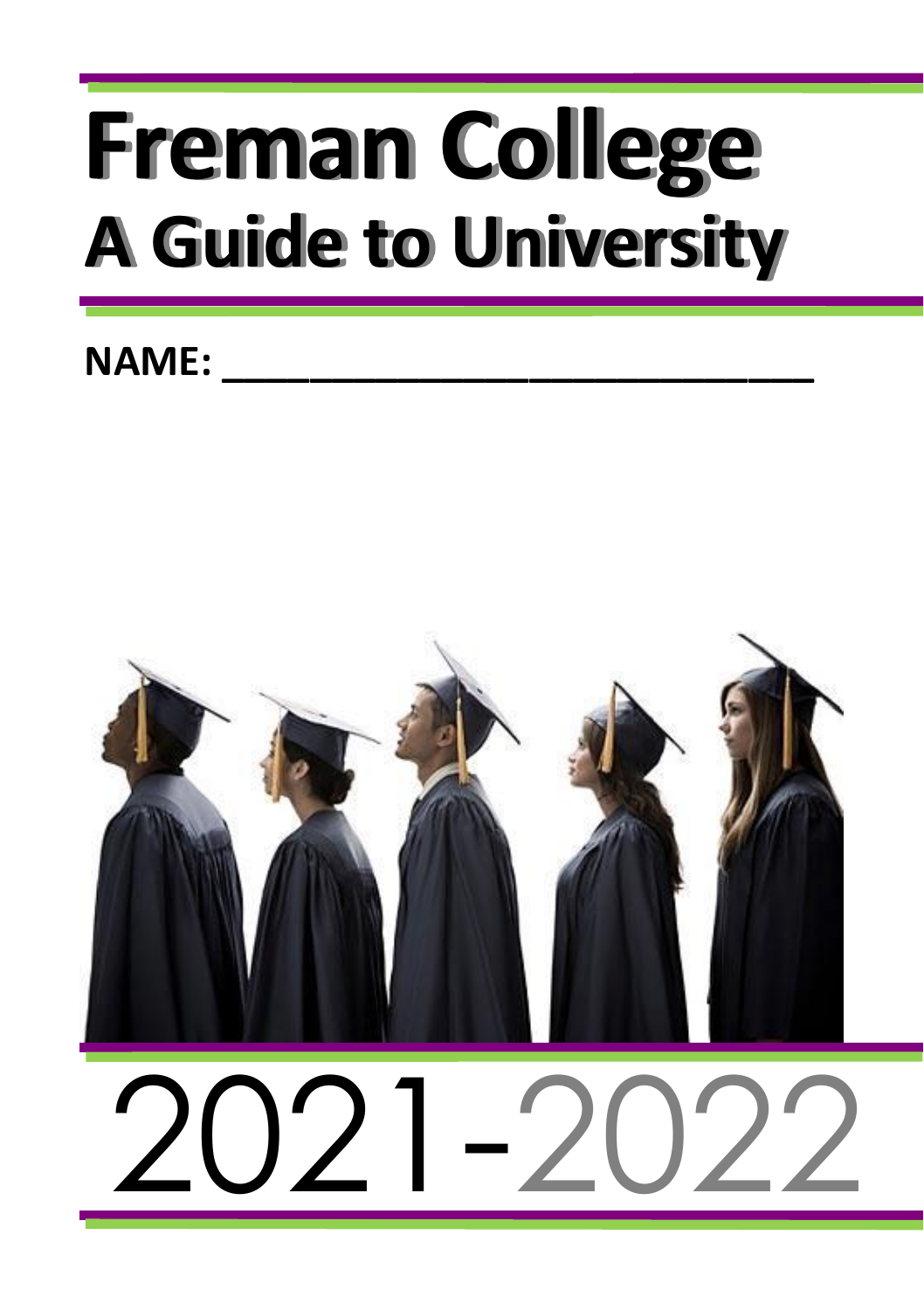# Freman College

## A Guide to University

**NAME: ______________________________**

2021-2022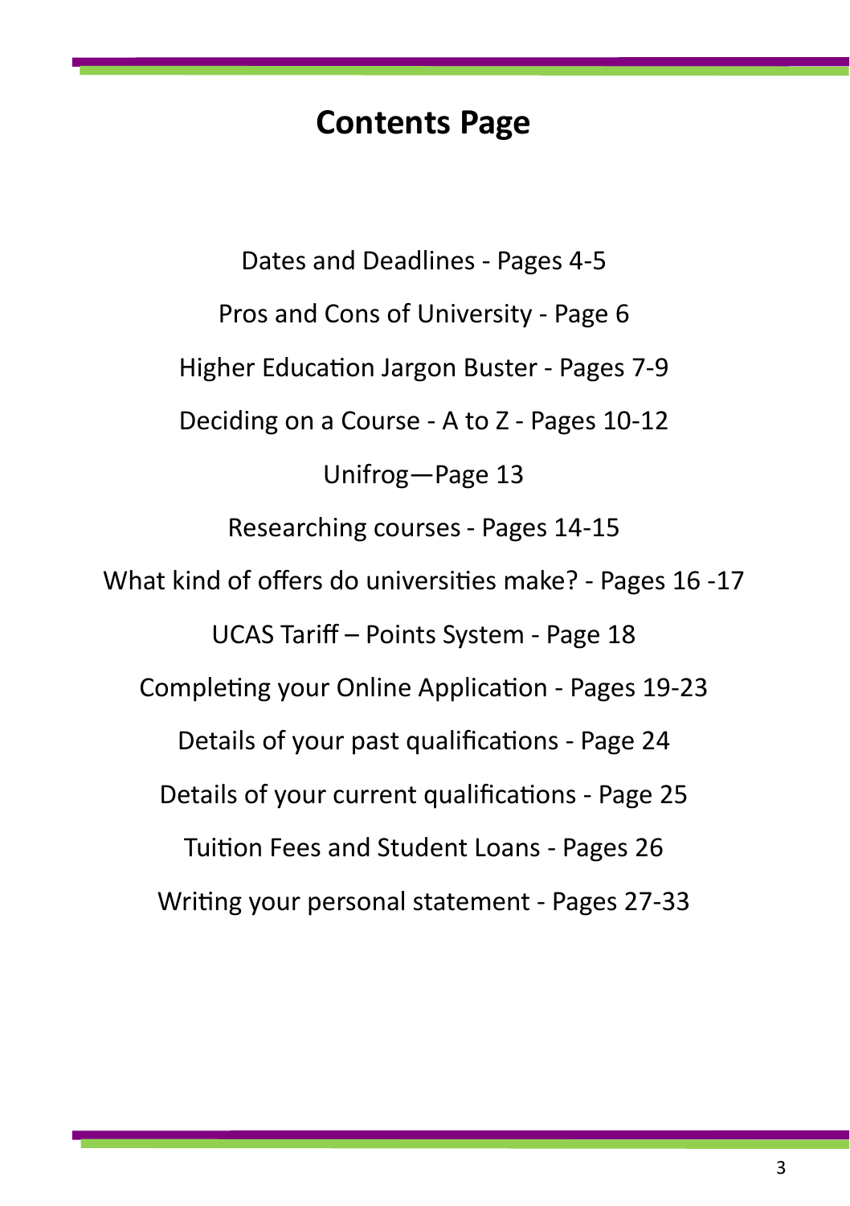# Contents Page

Dates and Deadlines - Pages 4-5

Pros and Cons of University - Page 6

Higher Education Jargon Buster - Pages 7-9

Deciding on a Course - A to Z - Pages 10-12

Unifrog—Page 13

Researching courses - Pages 14-15

What kind of offers do universities make? - Pages 16 -17

UCAS Tariff – Points System - Page 18

Completing your Online Application - Pages 19-23

Details of your past qualifications - Page 24

Details of your current qualifications - Page 25

Tuition Fees and Student Loans - Pages 26

Writing your personal statement - Pages 27-33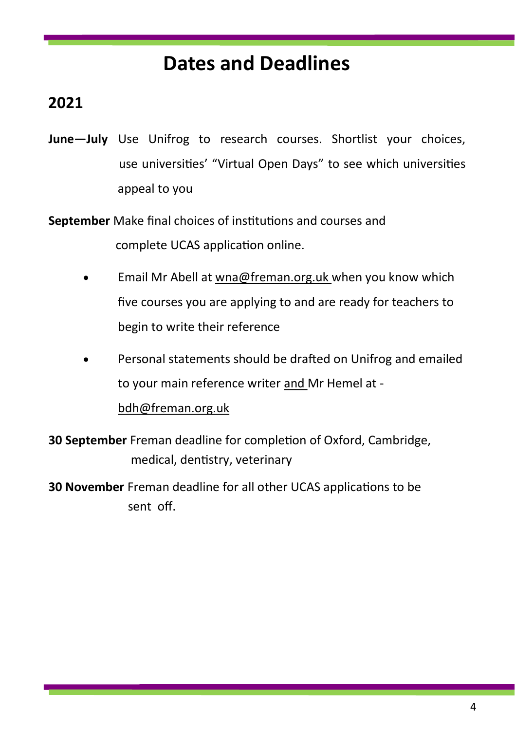# Dates and Deadlines

## 2021

**June—July** Use Unifrog to research courses. Shortlist your choices, use universities' "Virtual Open Days" to see which universities appeal to you

**September** Make final choices of institutions and courses and complete UCAS application online.

- Email Mr Abell at wna@freman.org.uk when you know which five courses you are applying to and are ready for teachers to begin to write their reference
- Personal statements should be drafted on Unifrog and emailed to your main reference writer and Mr Hemel at - bdh@freman.org.uk

**30 September** Freman deadline for completion of Oxford, Cambridge, medical, dentistry, veterinary

**30 November** Freman deadline for all other UCAS applications to be sent off.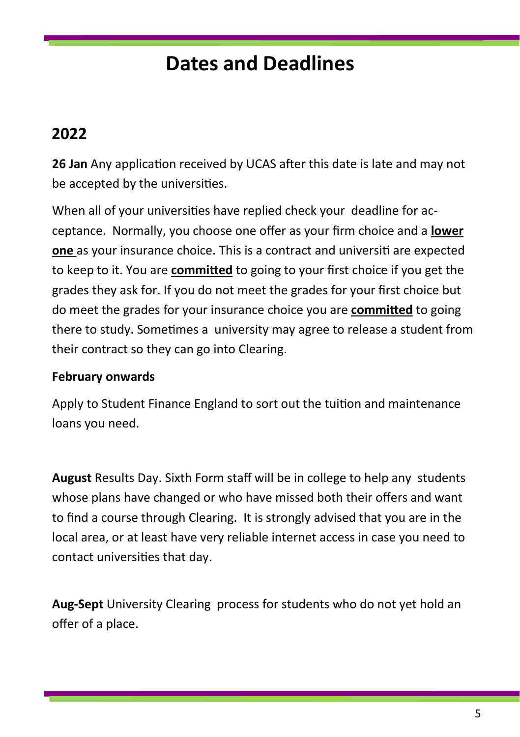# Dates and Deadlines

## 2022

**26 Jan** Any application received by UCAS after this date is late and may not be accepted by the universities.

When all of your universities have replied check your deadline for acceptance. Normally, you choose one offer as your firm choice and a **lower one** as your insurance choice. This is a contract and universiti are expected to keep to it. You are **committed** to going to your first choice if you get the grades they ask for. If you do not meet the grades for your first choice but do meet the grades for your insurance choice you are **committed** to going there to study. Sometimes a university may agree to release a student from their contract so they can go into Clearing.

**February onwards**

Apply to Student Finance England to sort out the tuition and maintenance loans you need.

**August** Results Day. Sixth Form staff will be in college to help any students whose plans have changed or who have missed both their offers and want to find a course through Clearing. It is strongly advised that you are in the local area, or at least have very reliable internet access in case you need to contact universities that day.

**Aug-Sept** University Clearing process for students who do not yet hold an offer of a place.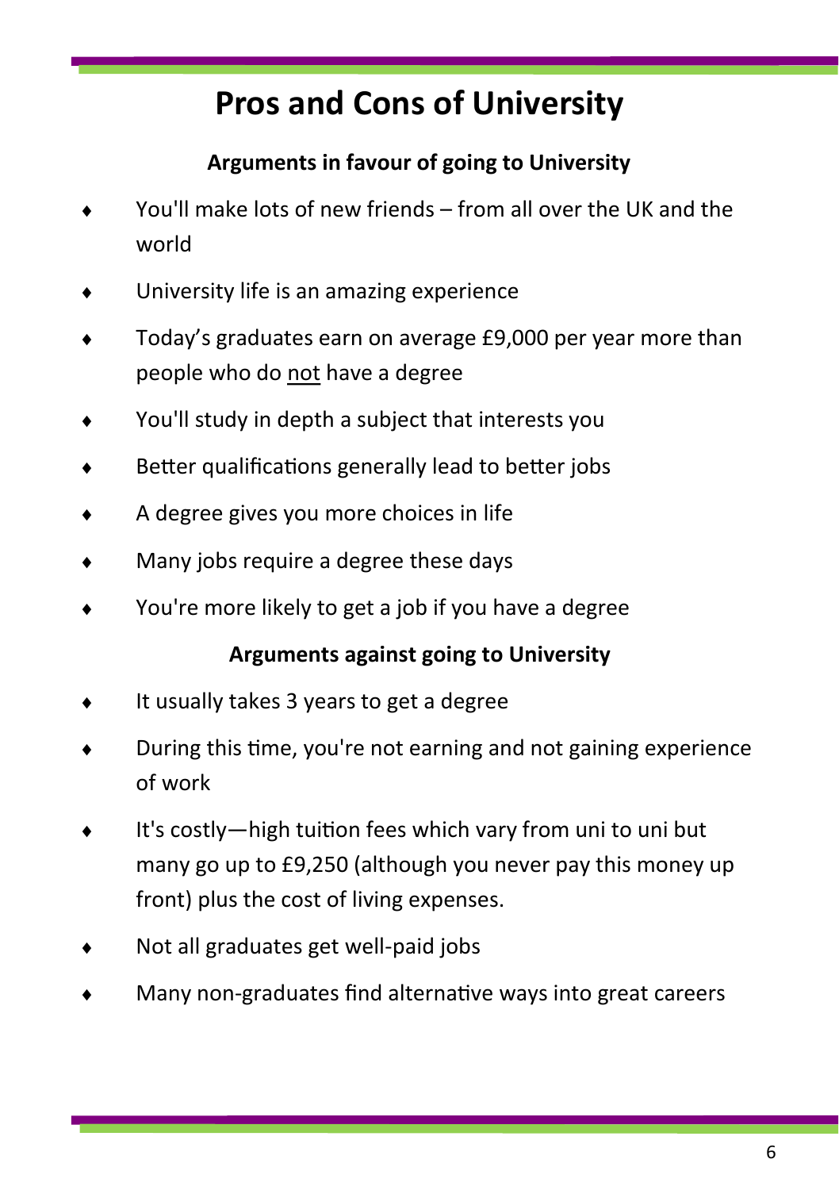# Pros and Cons of University

### Arguments in favour of going to University

- You'll make lots of new friends – from all over the UK and the world
- University life is an amazing experience
- Today's graduates earn on average £9,000 per year more than people who do not have a degree
- You'll study in depth a subject that interests you
- Better qualifications generally lead to better jobs
- A degree gives you more choices in life
- Many jobs require a degree these days
- You're more likely to get a job if you have a degree

### Arguments against going to University

- It usually takes 3 years to get a degree
- During this time, you're not earning and not gaining experience of work
- It's costly—high tuition fees which vary from uni to uni but many go up to £9,250 (although you never pay this money up front) plus the cost of living expenses.
- Not all graduates get well-paid jobs
- Many non-graduates find alternative ways into great careers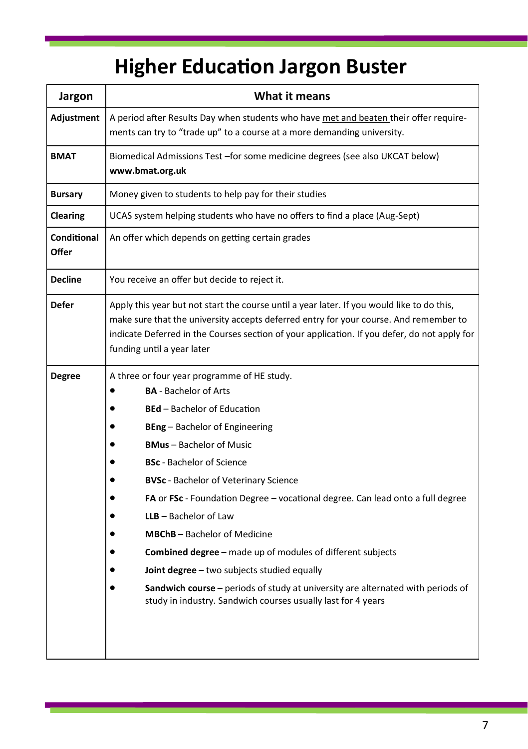# Higher Education Jargon Buster

| Jargon | What it means |
|---|---|
| **Adjustment** | A period after Results Day when students who have met and beaten their offer requirements can try to “trade up” to a course at a more demanding university. |
| **BMAT** | Biomedical Admissions Test –for some medicine degrees (see also UKCAT below) **www.bmat.org.uk** |
| **Bursary** | Money given to students to help pay for their studies |
| **Clearing** | UCAS system helping students who have no offers to find a place (Aug-Sept) |
| **Conditional Offer** | An offer which depends on getting certain grades |
| **Decline** | You receive an offer but decide to reject it. |
| **Defer** | Apply this year but not start the course until a year later. If you would like to do this, make sure that the university accepts deferred entry for your course. And remember to indicate Deferred in the Courses section of your application. If you defer, do not apply for funding until a year later |
| **Degree** | A three or four year programme of HE study.<br>• **BA** - Bachelor of Arts<br>• **BEd** – Bachelor of Education<br>• **BEng** – Bachelor of Engineering<br>• **BMus** – Bachelor of Music<br>• **BSc** - Bachelor of Science<br>• **BVSc** - Bachelor of Veterinary Science<br>• **FA** or **FSc** - Foundation Degree – vocational degree. Can lead onto a full degree<br>• **LLB** – Bachelor of Law<br>• **MBChB** – Bachelor of Medicine<br>• **Combined degree** – made up of modules of different subjects<br>• **Joint degree** – two subjects studied equally<br>• **Sandwich course** – periods of study at university are alternated with periods of study in industry. Sandwich courses usually last for 4 years |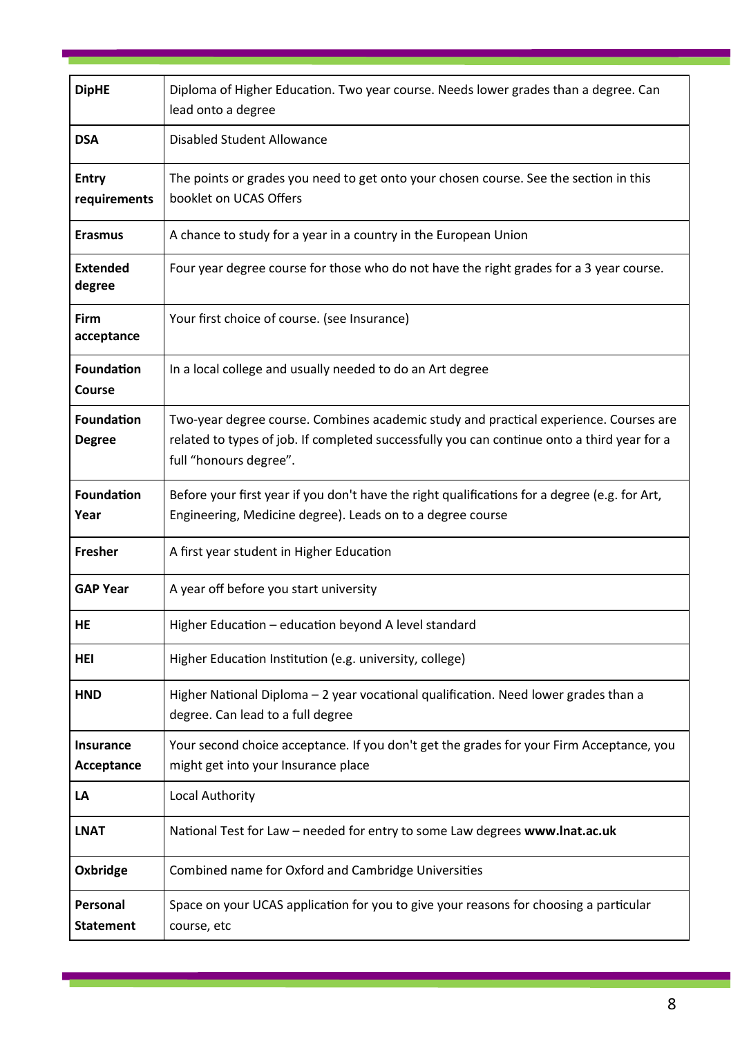| | |
|---|---|
| **DipHE** | Diploma of Higher Education. Two year course. Needs lower grades than a degree. Can lead onto a degree |
| **DSA** | Disabled Student Allowance |
| **Entry requirements** | The points or grades you need to get onto your chosen course. See the section in this booklet on UCAS Offers |
| **Erasmus** | A chance to study for a year in a country in the European Union |
| **Extended degree** | Four year degree course for those who do not have the right grades for a 3 year course. |
| **Firm acceptance** | Your first choice of course. (see Insurance) |
| **Foundation Course** | In a local college and usually needed to do an Art degree |
| **Foundation Degree** | Two-year degree course. Combines academic study and practical experience. Courses are related to types of job. If completed successfully you can continue onto a third year for a full "honours degree". |
| **Foundation Year** | Before your first year if you don't have the right qualifications for a degree (e.g. for Art, Engineering, Medicine degree). Leads on to a degree course |
| **Fresher** | A first year student in Higher Education |
| **GAP Year** | A year off before you start university |
| **HE** | Higher Education – education beyond A level standard |
| **HEI** | Higher Education Institution (e.g. university, college) |
| **HND** | Higher National Diploma – 2 year vocational qualification. Need lower grades than a degree. Can lead to a full degree |
| **Insurance Acceptance** | Your second choice acceptance. If you don't get the grades for your Firm Acceptance, you might get into your Insurance place |
| **LA** | Local Authority |
| **LNAT** | National Test for Law – needed for entry to some Law degrees **www.lnat.ac.uk** |
| **Oxbridge** | Combined name for Oxford and Cambridge Universities |
| **Personal Statement** | Space on your UCAS application for you to give your reasons for choosing a particular course, etc |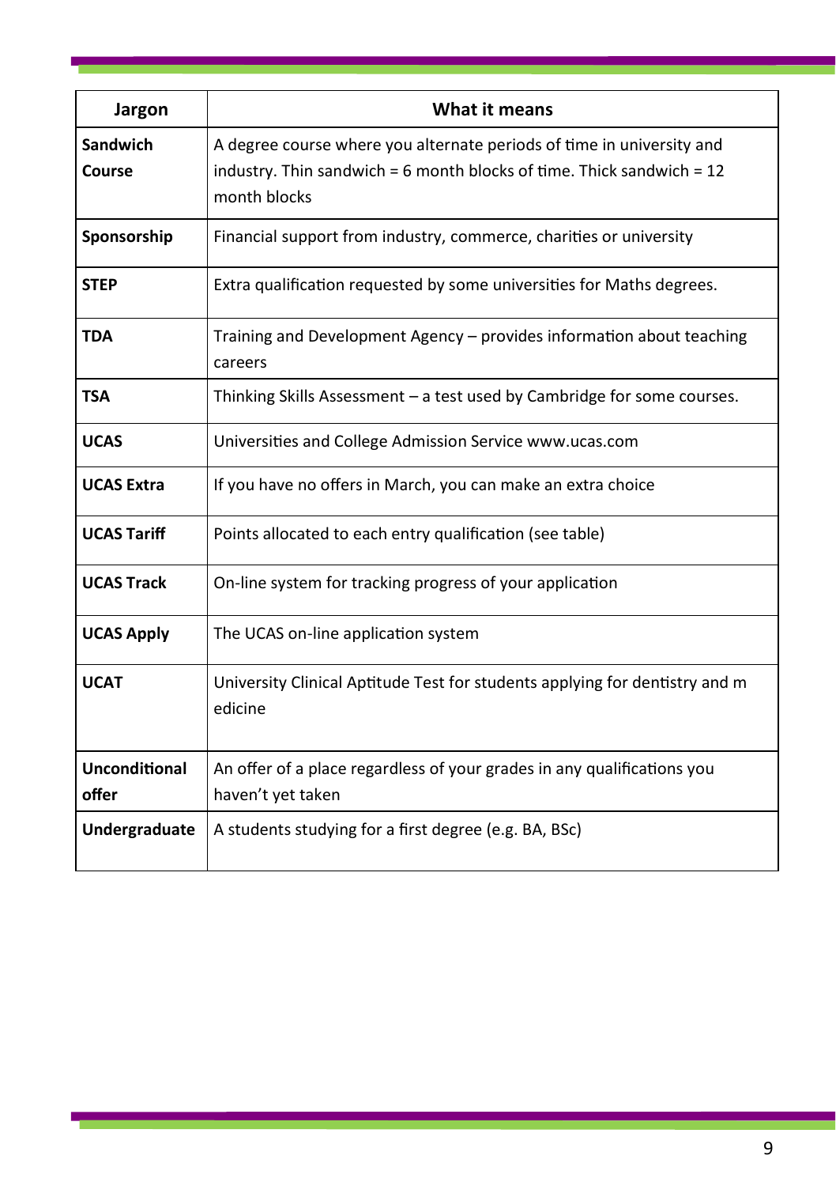| Jargon | What it means |
|---|---|
| **Sandwich Course** | A degree course where you alternate periods of time in university and industry. Thin sandwich = 6 month blocks of time. Thick sandwich = 12 month blocks |
| **Sponsorship** | Financial support from industry, commerce, charities or university |
| **STEP** | Extra qualification requested by some universities for Maths degrees. |
| **TDA** | Training and Development Agency – provides information about teaching careers |
| **TSA** | Thinking Skills Assessment – a test used by Cambridge for some courses. |
| **UCAS** | Universities and College Admission Service www.ucas.com |
| **UCAS Extra** | If you have no offers in March, you can make an extra choice |
| **UCAS Tariff** | Points allocated to each entry qualification (see table) |
| **UCAS Track** | On-line system for tracking progress of your application |
| **UCAS Apply** | The UCAS on-line application system |
| **UCAT** | University Clinical Aptitude Test for students applying for dentistry and m edicine |
| **Unconditional offer** | An offer of a place regardless of your grades in any qualifications you haven't yet taken |
| **Undergraduate** | A students studying for a first degree (e.g. BA, BSc) |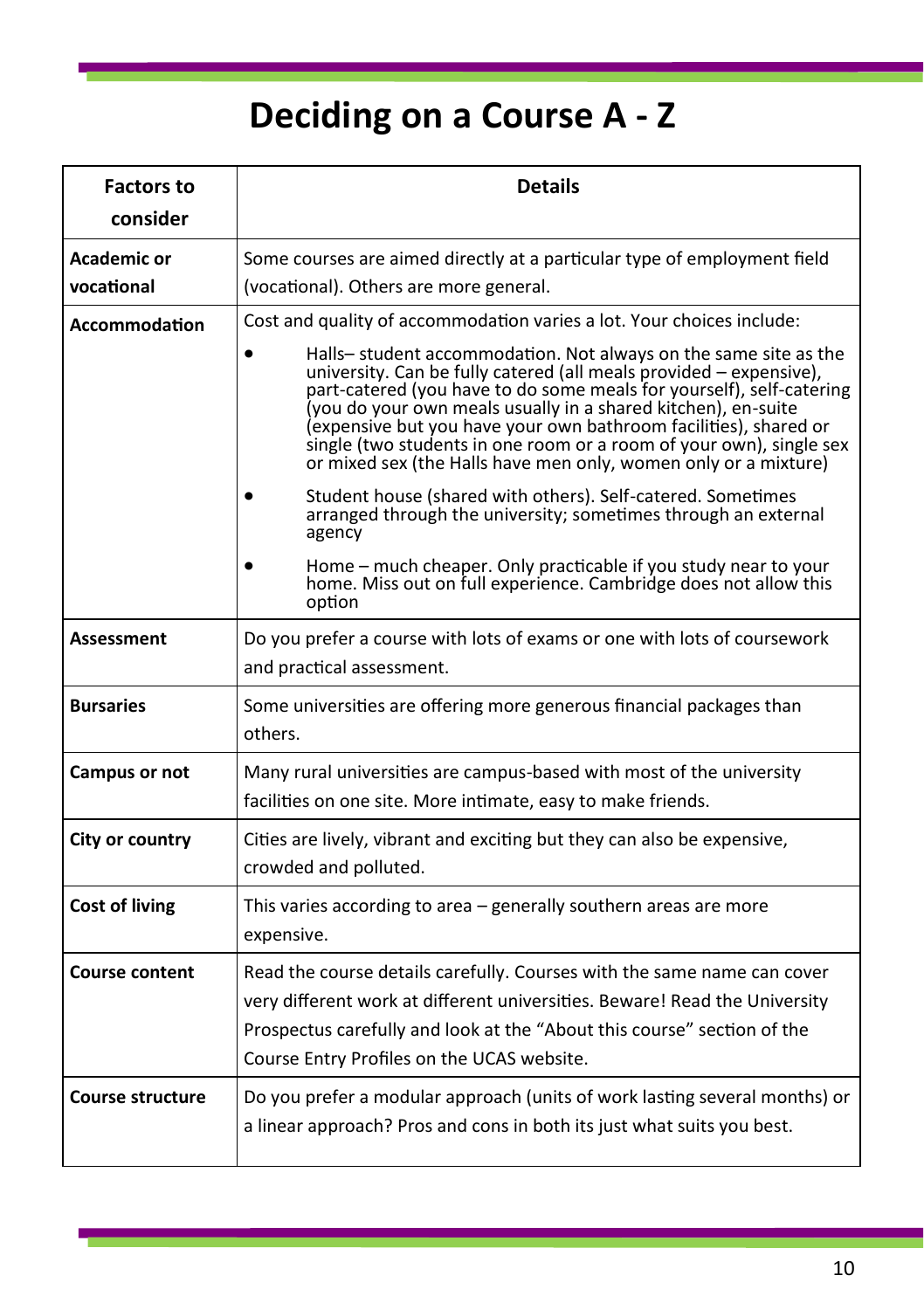# Deciding on a Course A - Z

| Factors to consider | Details |
| --- | --- |
| **Academic or vocational** | Some courses are aimed directly at a particular type of employment field (vocational). Others are more general. |
| **Accommodation** | Cost and quality of accommodation varies a lot. Your choices include: <br>• Halls– student accommodation. Not always on the same site as the university. Can be fully catered (all meals provided – expensive), part-catered (you have to do some meals for yourself), self-catering (you do your own meals usually in a shared kitchen), en-suite (expensive but you have your own bathroom facilities), shared or single (two students in one room or a room of your own), single sex or mixed sex (the Halls have men only, women only or a mixture) <br>• Student house (shared with others). Self-catered. Sometimes arranged through the university; sometimes through an external agency <br>• Home – much cheaper. Only practicable if you study near to your home. Miss out on full experience. Cambridge does not allow this option |
| **Assessment** | Do you prefer a course with lots of exams or one with lots of coursework and practical assessment. |
| **Bursaries** | Some universities are offering more generous financial packages than others. |
| **Campus or not** | Many rural universities are campus-based with most of the university facilities on one site. More intimate, easy to make friends. |
| **City or country** | Cities are lively, vibrant and exciting but they can also be expensive, crowded and polluted. |
| **Cost of living** | This varies according to area – generally southern areas are more expensive. |
| **Course content** | Read the course details carefully. Courses with the same name can cover very different work at different universities. Beware! Read the University Prospectus carefully and look at the "About this course" section of the Course Entry Profiles on the UCAS website. |
| **Course structure** | Do you prefer a modular approach (units of work lasting several months) or a linear approach? Pros and cons in both its just what suits you best. |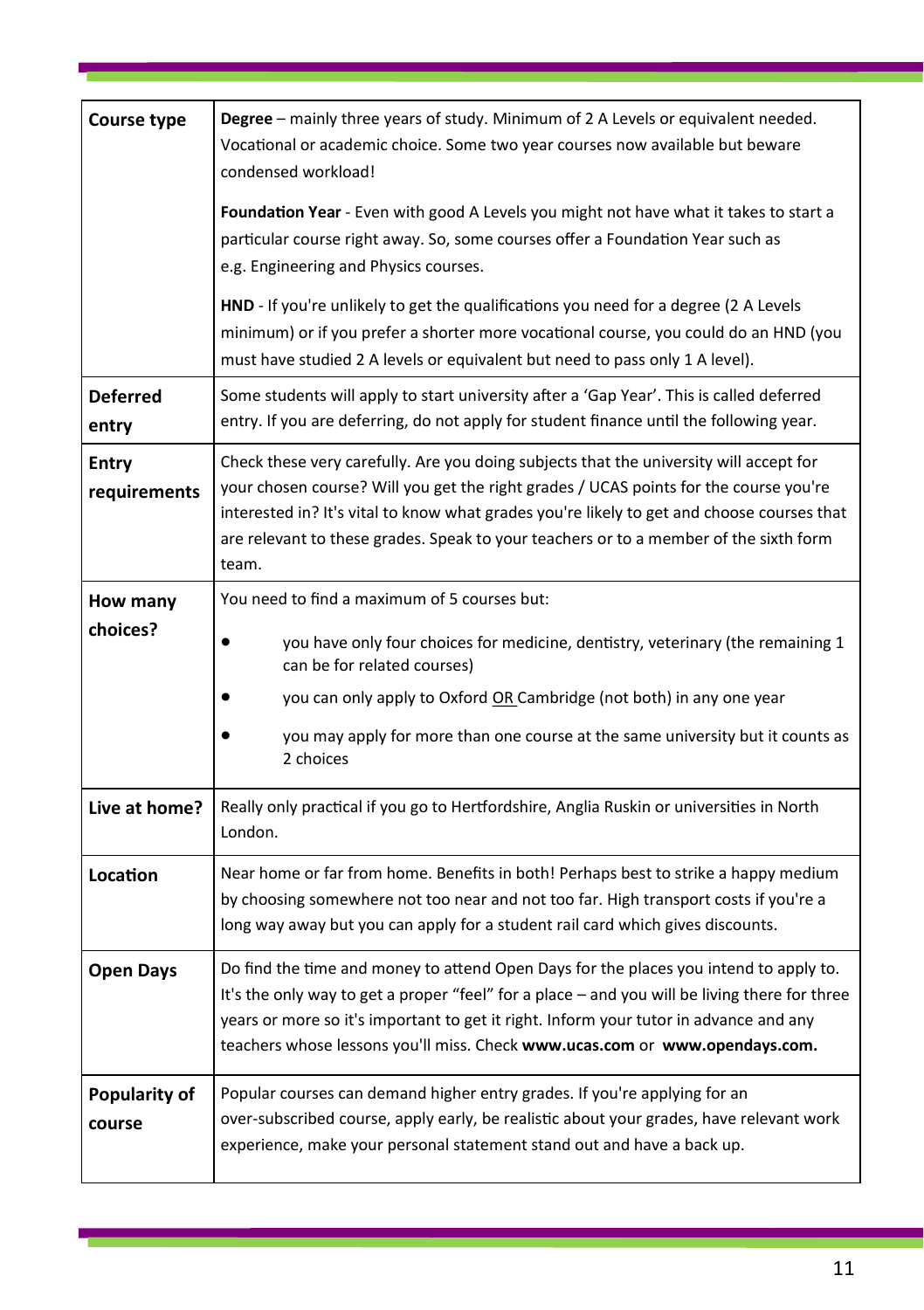| | |
|---|---|
| **Course type** | **Degree** – mainly three years of study. Minimum of 2 A Levels or equivalent needed. Vocational or academic choice. Some two year courses now available but beware condensed workload!<br><br>**Foundation Year** - Even with good A Levels you might not have what it takes to start a particular course right away. So, some courses offer a Foundation Year such as e.g. Engineering and Physics courses.<br><br>**HND** - If you're unlikely to get the qualifications you need for a degree (2 A Levels minimum) or if you prefer a shorter more vocational course, you could do an HND (you must have studied 2 A levels or equivalent but need to pass only 1 A level). |
| **Deferred entry** | Some students will apply to start university after a 'Gap Year'. This is called deferred entry. If you are deferring, do not apply for student finance until the following year. |
| **Entry requirements** | Check these very carefully. Are you doing subjects that the university will accept for your chosen course? Will you get the right grades / UCAS points for the course you're interested in? It's vital to know what grades you're likely to get and choose courses that are relevant to these grades. Speak to your teachers or to a member of the sixth form team. |
| **How many choices?** | You need to find a maximum of 5 courses but:<br>• you have only four choices for medicine, dentistry, veterinary (the remaining 1 can be for related courses)<br>• you can only apply to Oxford OR Cambridge (not both) in any one year<br>• you may apply for more than one course at the same university but it counts as 2 choices |
| **Live at home?** | Really only practical if you go to Hertfordshire, Anglia Ruskin or universities in North London. |
| **Location** | Near home or far from home. Benefits in both! Perhaps best to strike a happy medium by choosing somewhere not too near and not too far. High transport costs if you're a long way away but you can apply for a student rail card which gives discounts. |
| **Open Days** | Do find the time and money to attend Open Days for the places you intend to apply to. It's the only way to get a proper "feel" for a place – and you will be living there for three years or more so it's important to get it right. Inform your tutor in advance and any teachers whose lessons you'll miss. Check **www.ucas.com** or **www.opendays.com.** |
| **Popularity of course** | Popular courses can demand higher entry grades. If you're applying for an over-subscribed course, apply early, be realistic about your grades, have relevant work experience, make your personal statement stand out and have a back up. |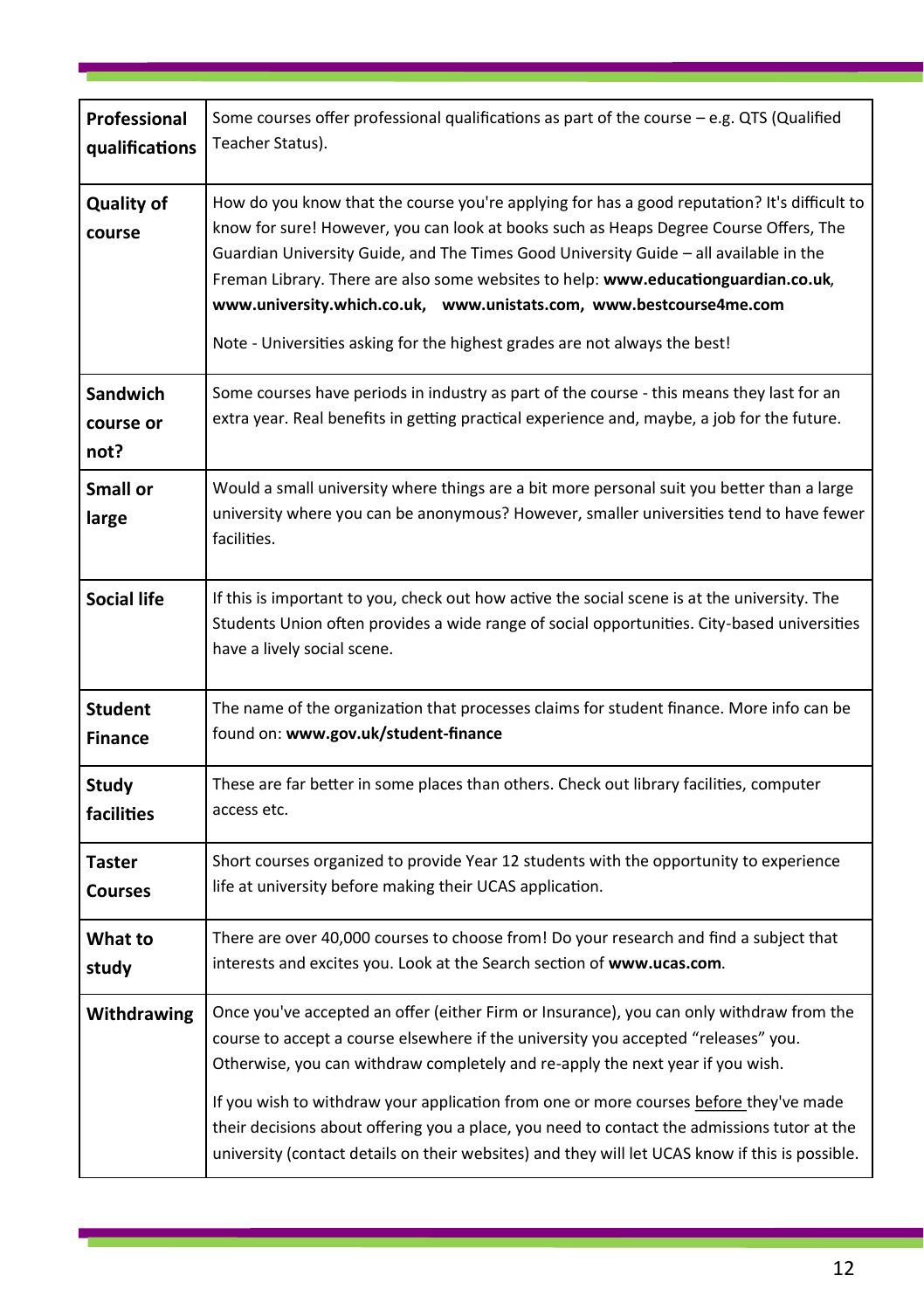| | |
|---|---|
| **Professional qualifications** | Some courses offer professional qualifications as part of the course – e.g. QTS (Qualified Teacher Status). |
| **Quality of course** | How do you know that the course you're applying for has a good reputation? It's difficult to know for sure! However, you can look at books such as Heaps Degree Course Offers, The Guardian University Guide, and The Times Good University Guide – all available in the Freman Library. There are also some websites to help: **www.educationguardian.co.uk**, **www.university.which.co.uk**, **www.unistats.com**, **www.bestcourse4me.com**<br><br>Note - Universities asking for the highest grades are not always the best! |
| **Sandwich course or not?** | Some courses have periods in industry as part of the course - this means they last for an extra year. Real benefits in getting practical experience and, maybe, a job for the future. |
| **Small or large** | Would a small university where things are a bit more personal suit you better than a large university where you can be anonymous? However, smaller universities tend to have fewer facilities. |
| **Social life** | If this is important to you, check out how active the social scene is at the university. The Students Union often provides a wide range of social opportunities. City-based universities have a lively social scene. |
| **Student Finance** | The name of the organization that processes claims for student finance. More info can be found on: **www.gov.uk/student-finance** |
| **Study facilities** | These are far better in some places than others. Check out library facilities, computer access etc. |
| **Taster Courses** | Short courses organized to provide Year 12 students with the opportunity to experience life at university before making their UCAS application. |
| **What to study** | There are over 40,000 courses to choose from! Do your research and find a subject that interests and excites you. Look at the Search section of **www.ucas.com**. |
| **Withdrawing** | Once you've accepted an offer (either Firm or Insurance), you can only withdraw from the course to accept a course elsewhere if the university you accepted "releases" you. Otherwise, you can withdraw completely and re-apply the next year if you wish.<br><br>If you wish to withdraw your application from one or more courses before they've made their decisions about offering you a place, you need to contact the admissions tutor at the university (contact details on their websites) and they will let UCAS know if this is possible. |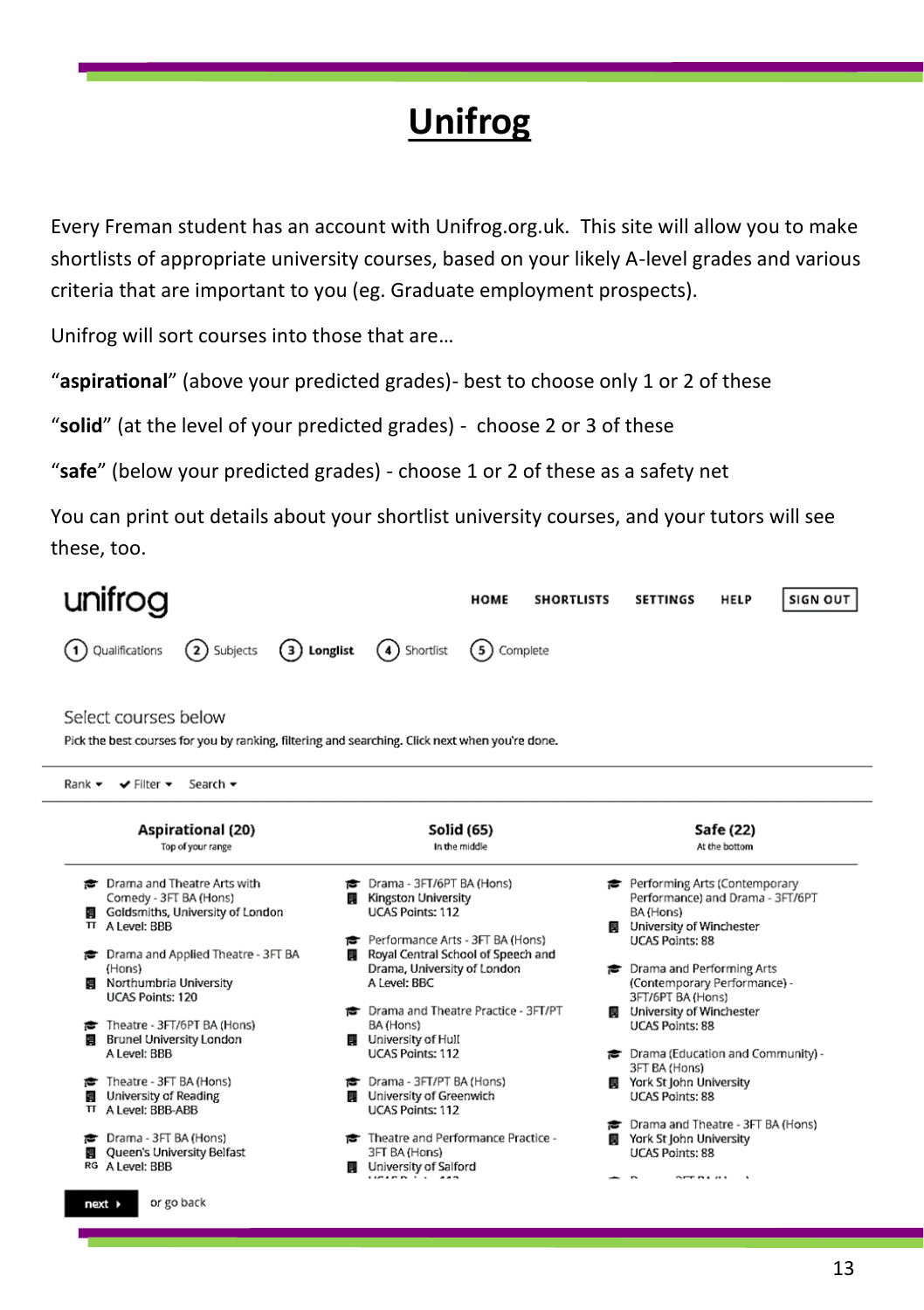# Unifrog

Every Freman student has an account with Unifrog.org.uk. This site will allow you to make shortlists of appropriate university courses, based on your likely A-level grades and various criteria that are important to you (eg. Graduate employment prospects).

Unifrog will sort courses into those that are…

"**aspirational**" (above your predicted grades)- best to choose only 1 or 2 of these

"**solid**" (at the level of your predicted grades) - choose 2 or 3 of these

"**safe**" (below your predicted grades) - choose 1 or 2 of these as a safety net

You can print out details about your shortlist university courses, and your tutors will see these, too.

unifrog

HOME SHORTLISTS SETTINGS HELP SIGN OUT

1 Qualifications 2 Subjects 3 **Longlist** 4 Shortlist 5 Complete

Select courses below

Pick the best courses for you by ranking, filtering and searching. Click next when you're done.

Rank ▾ ✔ Filter ▾ Search ▾

| Aspirational (20) Top of your range | Solid (65) In the middle | Safe (22) At the bottom |
|---|---|---|
| Drama and Theatre Arts with Comedy - 3FT BA (Hons) Goldsmiths, University of London A Level: BBB | Drama - 3FT/6PT BA (Hons) Kingston University UCAS Points: 112 | Performing Arts (Contemporary Performance) and Drama - 3FT/6PT BA (Hons) University of Winchester UCAS Points: 88 |
| Drama and Applied Theatre - 3FT BA (Hons) Northumbria University UCAS Points: 120 | Performance Arts - 3FT BA (Hons) Royal Central School of Speech and Drama, University of London A Level: BBC | Drama and Performing Arts (Contemporary Performance) - 3FT/6PT BA (Hons) University of Winchester UCAS Points: 88 |
| Theatre - 3FT/6PT BA (Hons) Brunel University London A Level: BBB | Drama and Theatre Practice - 3FT/PT BA (Hons) University of Hull UCAS Points: 112 | Drama (Education and Community) - 3FT BA (Hons) York St John University UCAS Points: 88 |
| Theatre - 3FT BA (Hons) University of Reading A Level: BBB-ABB | Drama - 3FT/PT BA (Hons) University of Greenwich UCAS Points: 112 | Drama and Theatre - 3FT BA (Hons) York St John University UCAS Points: 88 |
| Drama - 3FT BA (Hons) Queen's University Belfast A Level: BBB | Theatre and Performance Practice - 3FT BA (Hons) University of Salford | |

next ▸ or go back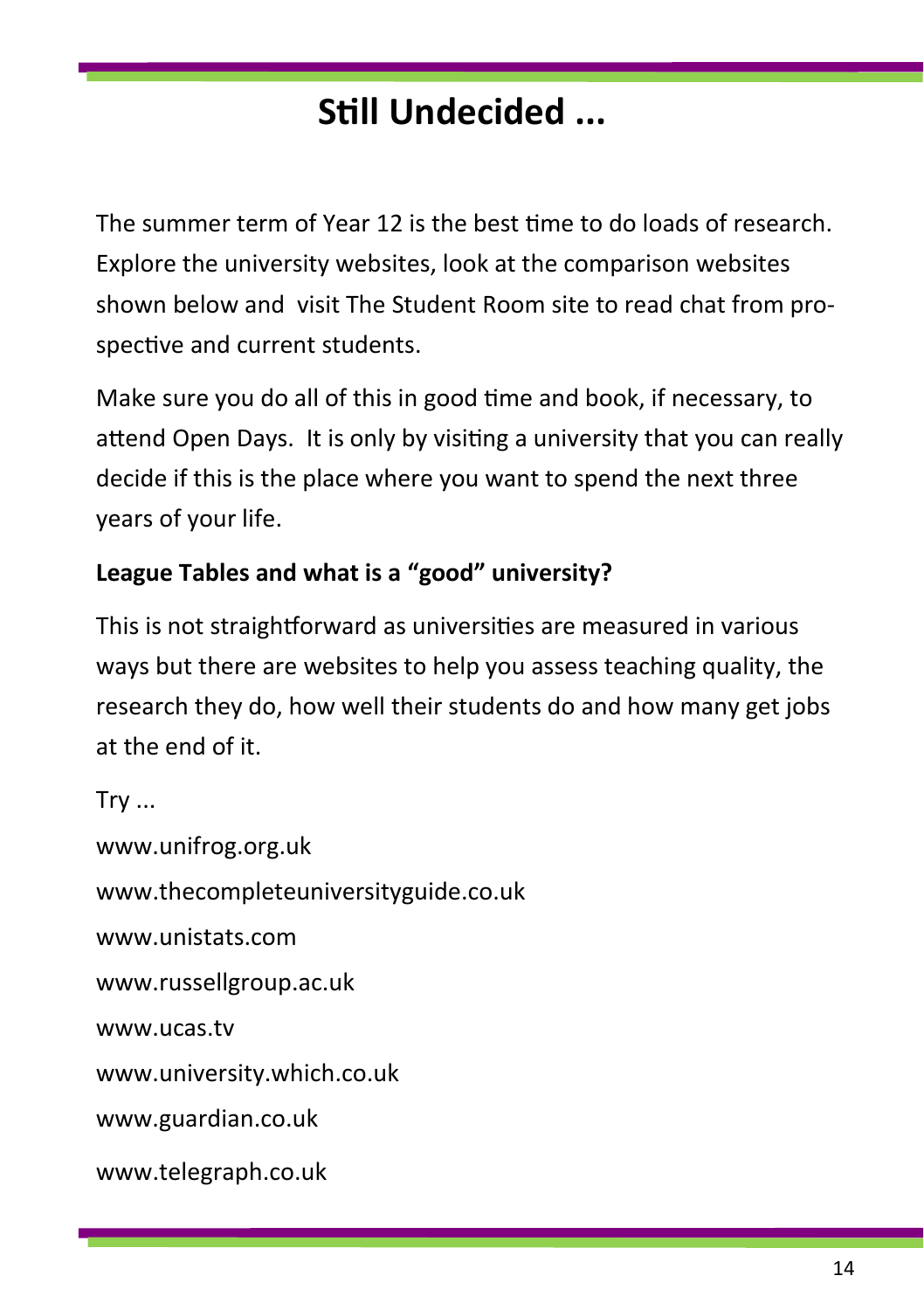# Still Undecided ...

The summer term of Year 12 is the best time to do loads of research. Explore the university websites, look at the comparison websites shown below and visit The Student Room site to read chat from prospective and current students.

Make sure you do all of this in good time and book, if necessary, to attend Open Days. It is only by visiting a university that you can really decide if this is the place where you want to spend the next three years of your life.

**League Tables and what is a "good" university?**

This is not straightforward as universities are measured in various ways but there are websites to help you assess teaching quality, the research they do, how well their students do and how many get jobs at the end of it.

Try ...

www.unifrog.org.uk

www.thecompleteuniversityguide.co.uk

www.unistats.com

www.russellgroup.ac.uk

www.ucas.tv

www.university.which.co.uk

www.guardian.co.uk

www.telegraph.co.uk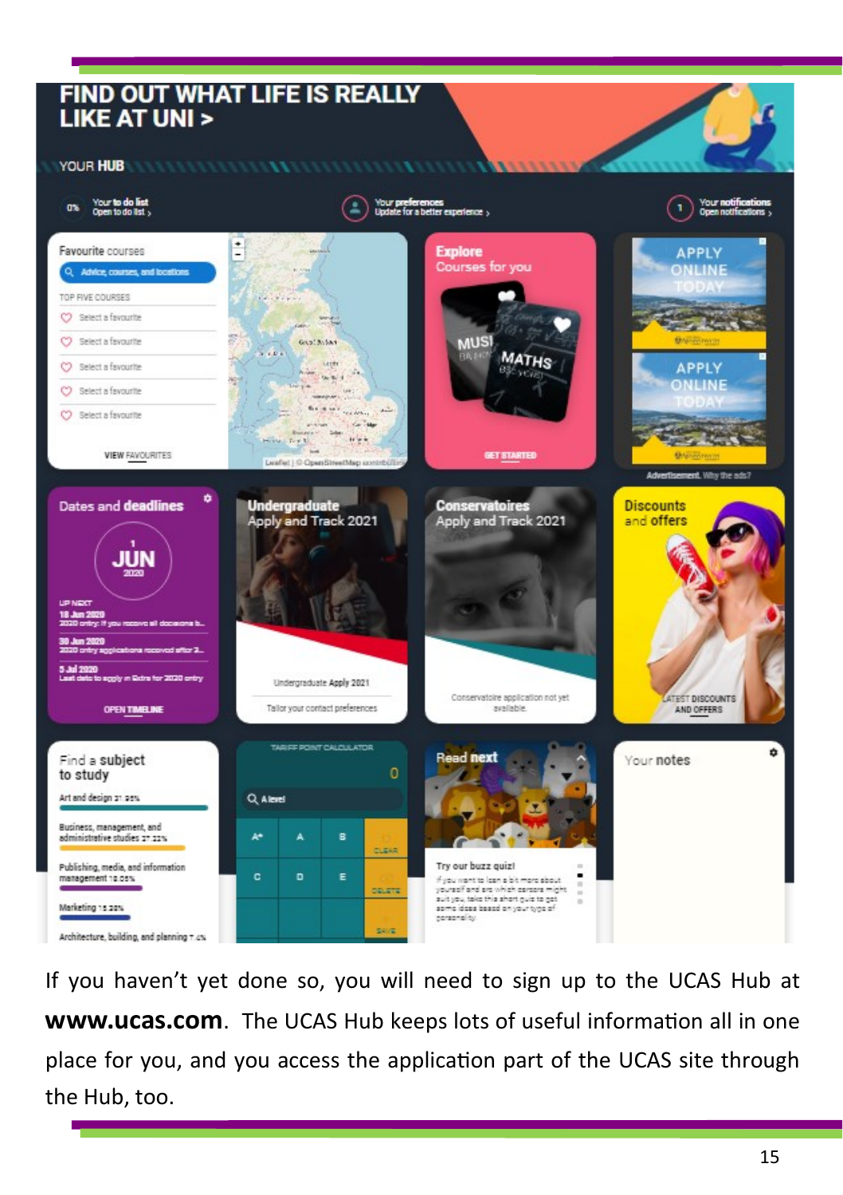If you haven't yet done so, you will need to sign up to the UCAS Hub at **www.ucas.com**. The UCAS Hub keeps lots of useful information all in one place for you, and you access the application part of the UCAS site through the Hub, too.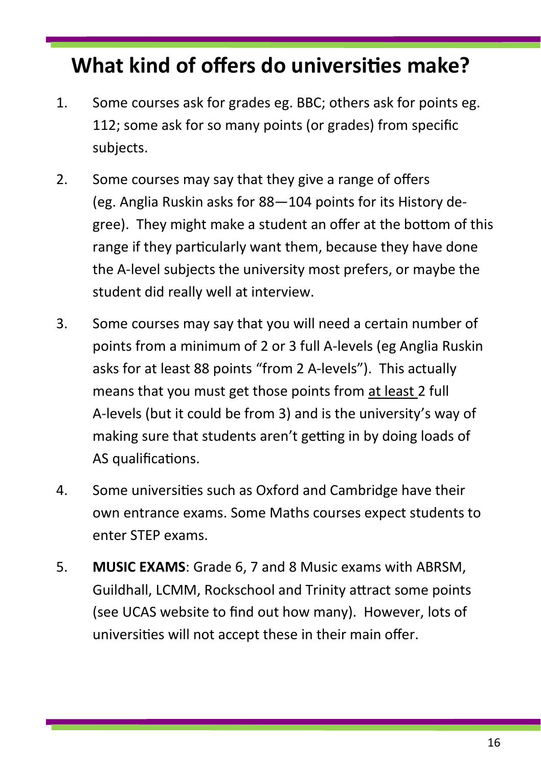# What kind of offers do universities make?

1. Some courses ask for grades eg. BBC; others ask for points eg. 112; some ask for so many points (or grades) from specific subjects.

2. Some courses may say that they give a range of offers (eg. Anglia Ruskin asks for 88—104 points for its History degree). They might make a student an offer at the bottom of this range if they particularly want them, because they have done the A-level subjects the university most prefers, or maybe the student did really well at interview.

3. Some courses may say that you will need a certain number of points from a minimum of 2 or 3 full A-levels (eg Anglia Ruskin asks for at least 88 points "from 2 A-levels"). This actually means that you must get those points from <u>at least</u> 2 full A-levels (but it could be from 3) and is the university's way of making sure that students aren't getting in by doing loads of AS qualifications.

4. Some universities such as Oxford and Cambridge have their own entrance exams. Some Maths courses expect students to enter STEP exams.

5. **MUSIC EXAMS**: Grade 6, 7 and 8 Music exams with ABRSM, Guildhall, LCMM, Rockschool and Trinity attract some points (see UCAS website to find out how many). However, lots of universities will not accept these in their main offer.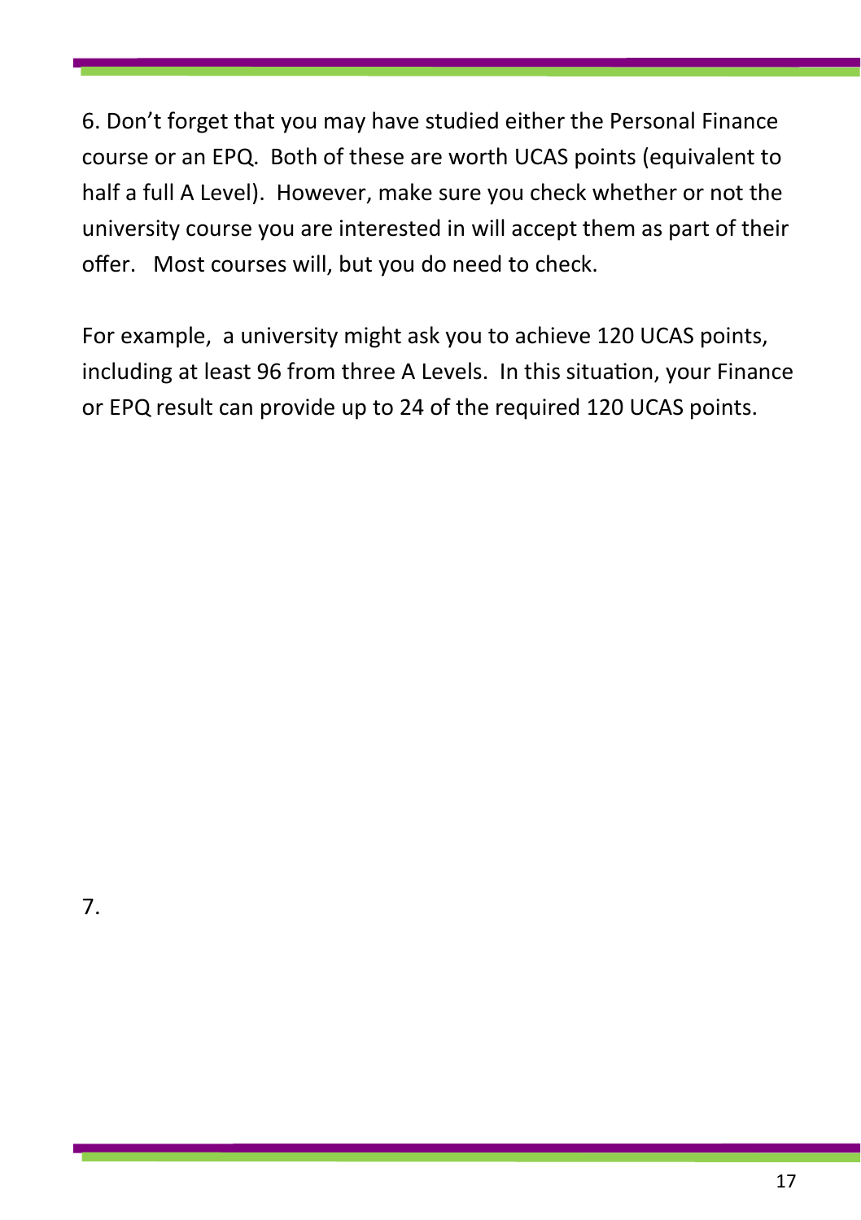6. Don't forget that you may have studied either the Personal Finance course or an EPQ. Both of these are worth UCAS points (equivalent to half a full A Level). However, make sure you check whether or not the university course you are interested in will accept them as part of their offer. Most courses will, but you do need to check.

For example, a university might ask you to achieve 120 UCAS points, including at least 96 from three A Levels. In this situation, your Finance or EPQ result can provide up to 24 of the required 120 UCAS points.

7.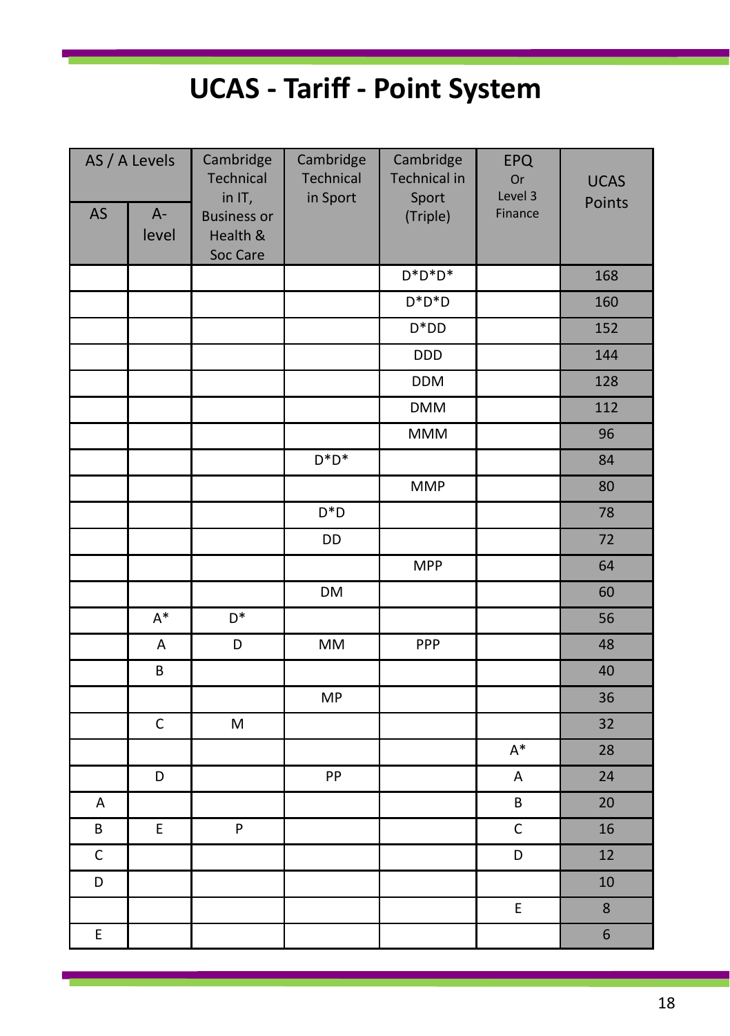# UCAS - Tariff - Point System

| AS / A Levels | | Cambridge Technical in IT, Business or Health & Soc Care | Cambridge Technical in Sport | Cambridge Technical in Sport (Triple) | EPQ Or Level 3 Finance | UCAS Points |
|---|---|---|---|---|---|---|
| AS | A-level | | | | | |
| | | | | D*D*D* | | 168 |
| | | | | D*D*D | | 160 |
| | | | | D*DD | | 152 |
| | | | | DDD | | 144 |
| | | | | DDM | | 128 |
| | | | | DMM | | 112 |
| | | | | MMM | | 96 |
| | | | D*D* | | | 84 |
| | | | | MMP | | 80 |
| | | | D*D | | | 78 |
| | | | DD | | | 72 |
| | | | | MPP | | 64 |
| | | | DM | | | 60 |
| | A* | D* | | | | 56 |
| | A | D | MM | PPP | | 48 |
| | B | | | | | 40 |
| | | | MP | | | 36 |
| | C | M | | | | 32 |
| | | | | | A* | 28 |
| | D | | PP | | A | 24 |
| A | | | | | B | 20 |
| B | E | P | | | C | 16 |
| C | | | | | D | 12 |
| D | | | | | | 10 |
| | | | | | E | 8 |
| E | | | | | | 6 |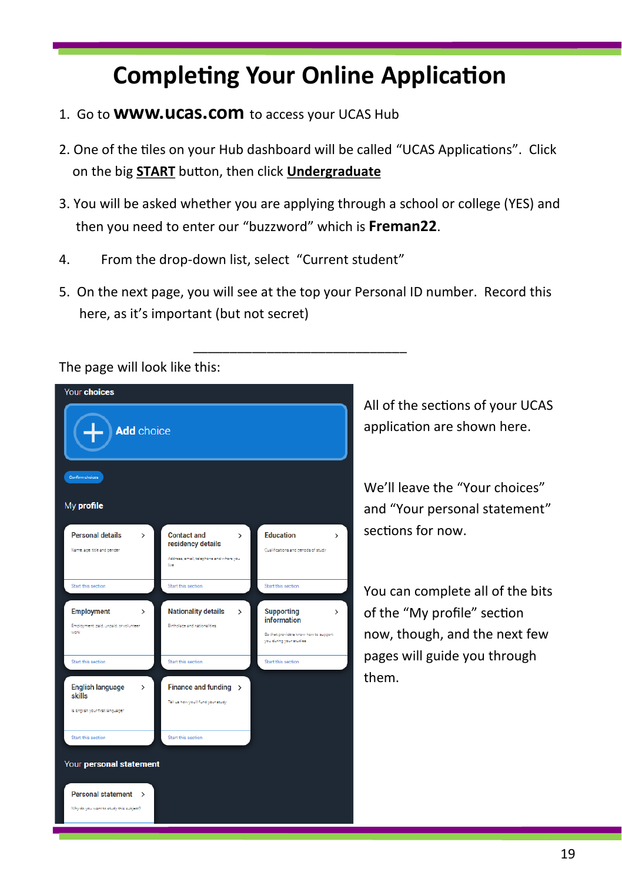# Completing Your Online Application

1. Go to **www.ucas.com** to access your UCAS Hub

2. One of the tiles on your Hub dashboard will be called "UCAS Applications". Click on the big **START** button, then click **Undergraduate**

3. You will be asked whether you are applying through a school or college (YES) and then you need to enter our "buzzword" which is **Freman22**.

4. From the drop-down list, select "Current student"

5. On the next page, you will see at the top your Personal ID number. Record this here, as it's important (but not secret)

_______________________________

The page will look like this:

Your **choices**

**Add** choice

Confirm choices

My **profile**

| Personal details | Contact and residency details | Education |
|---|---|---|
| Name, age, title and gender | Address, email, telephone and where you live | Qualifications and periods of study |
| Start this section | Start this section | Start this section |

| Employment | Nationality details | Supporting information |
|---|---|---|
| Employment: paid, unpaid, or volunteer work | Birthplace and nationalities | So that providers know how to support you during your studies |
| Start this section | Start this section | Start this section |

| English language skills | Finance and funding |
|---|---|
| Is English your first language? | Tell us how you'll fund your study |
| Start this section | Start this section |

Your **personal statement**

| Personal statement |
|---|
| Why do you want to study this subject? |

All of the sections of your UCAS application are shown here.

We'll leave the "Your choices" and "Your personal statement" sections for now.

You can complete all of the bits of the "My profile" section now, though, and the next few pages will guide you through them.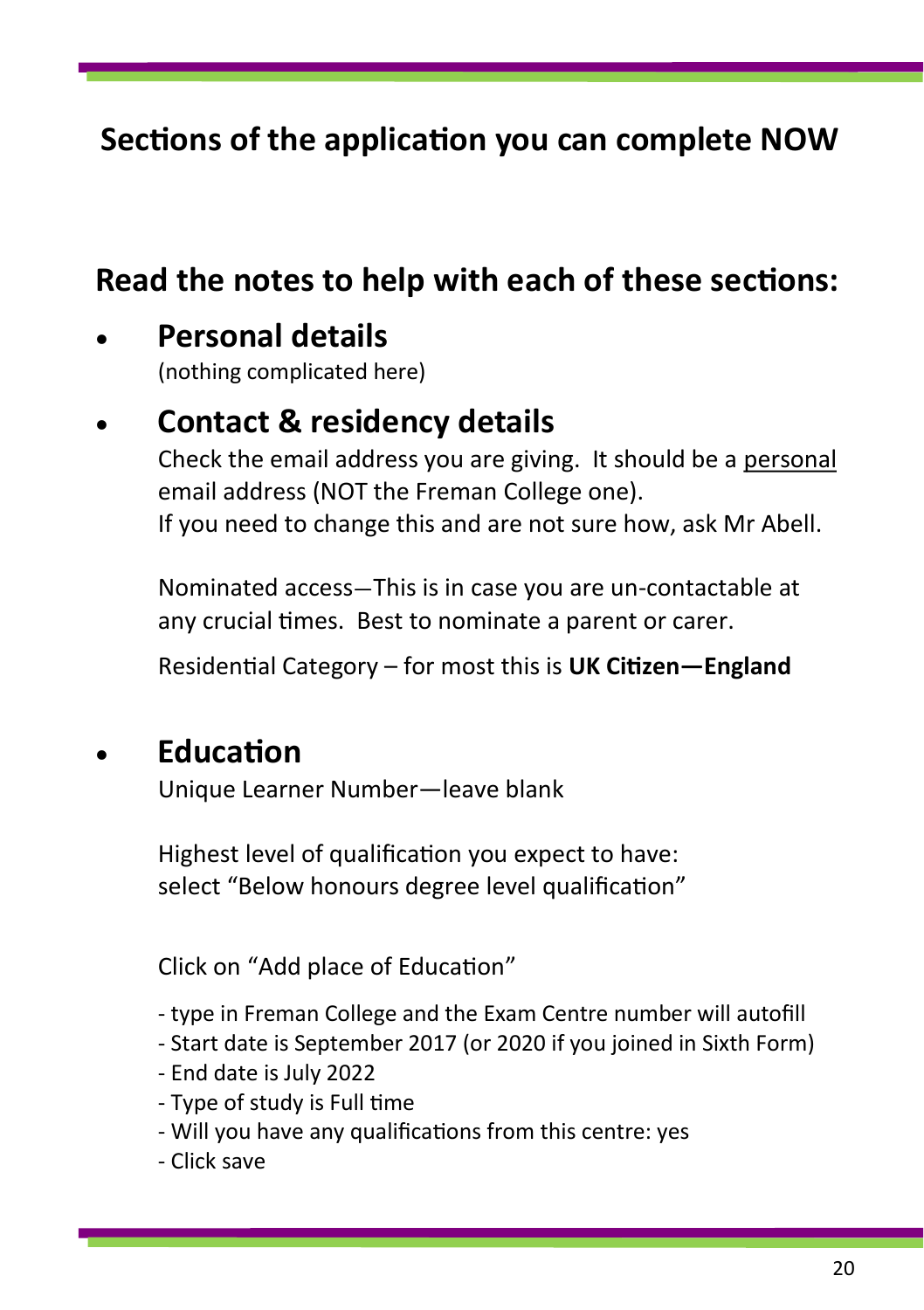# Sections of the application you can complete NOW

## Read the notes to help with each of these sections:

- ### Personal details

  (nothing complicated here)

- ### Contact & residency details

  Check the email address you are giving. It should be a personal email address (NOT the Freman College one).
  If you need to change this and are not sure how, ask Mr Abell.

  Nominated access—This is in case you are un-contactable at any crucial times. Best to nominate a parent or carer.

  Residential Category – for most this is **UK Citizen—England**

- ### Education

  Unique Learner Number—leave blank

  Highest level of qualification you expect to have:
  select "Below honours degree level qualification"

  Click on "Add place of Education"

  - type in Freman College and the Exam Centre number will autofill
  - Start date is September 2017 (or 2020 if you joined in Sixth Form)
  - End date is July 2022
  - Type of study is Full time
  - Will you have any qualifications from this centre: yes
  - Click save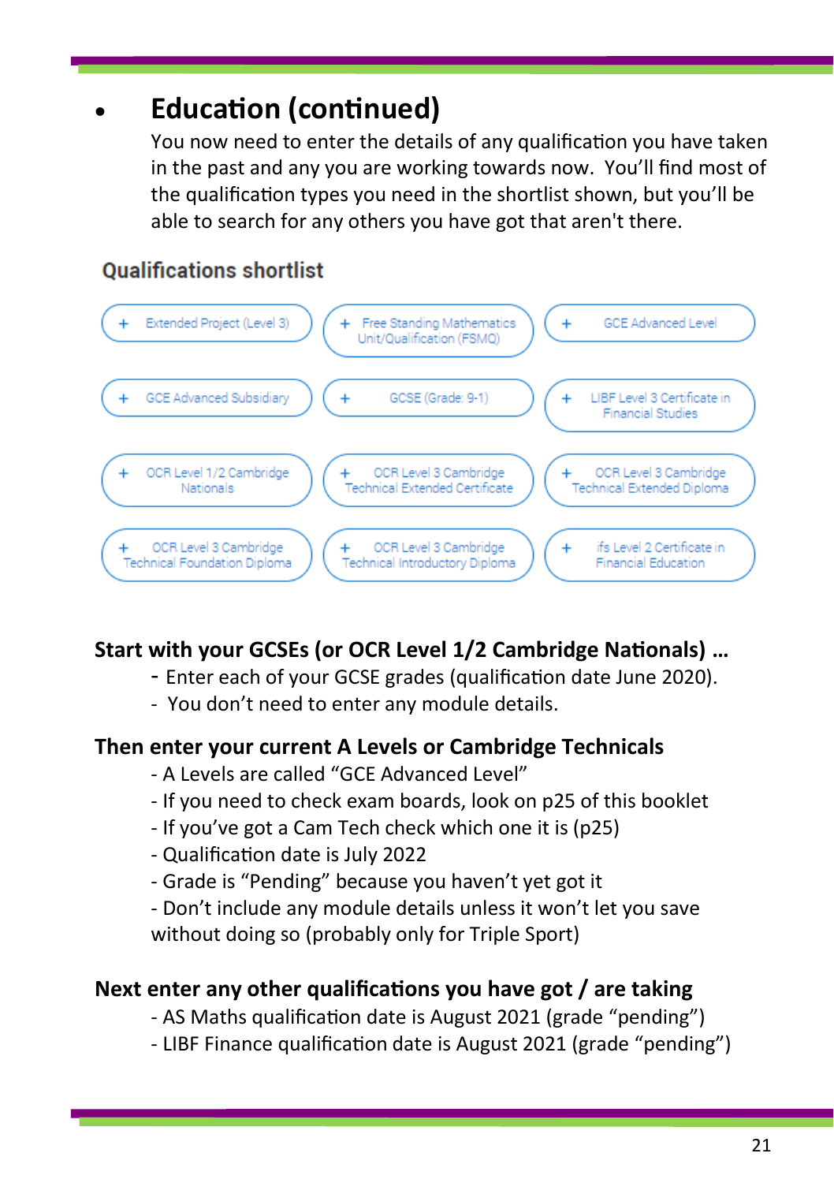- ## Education (continued)

  You now need to enter the details of any qualification you have taken in the past and any you are working towards now. You'll find most of the qualification types you need in the shortlist shown, but you'll be able to search for any others you have got that aren't there.

### Qualifications shortlist

| | | |
|---|---|---|
| + Extended Project (Level 3) | + Free Standing Mathematics Unit/Qualification (FSMQ) | + GCE Advanced Level |
| + GCE Advanced Subsidiary | + GCSE (Grade: 9-1) | + LIBF Level 3 Certificate in Financial Studies |
| + OCR Level 1/2 Cambridge Nationals | + OCR Level 3 Cambridge Technical Extended Certificate | + OCR Level 3 Cambridge Technical Extended Diploma |
| + OCR Level 3 Cambridge Technical Foundation Diploma | + OCR Level 3 Cambridge Technical Introductory Diploma | + ifs Level 2 Certificate in Financial Education |

**Start with your GCSEs (or OCR Level 1/2 Cambridge Nationals) …**

- Enter each of your GCSE grades (qualification date June 2020).
- You don't need to enter any module details.

**Then enter your current A Levels or Cambridge Technicals**

- A Levels are called "GCE Advanced Level"
- If you need to check exam boards, look on p25 of this booklet
- If you've got a Cam Tech check which one it is (p25)
- Qualification date is July 2022
- Grade is "Pending" because you haven't yet got it
- Don't include any module details unless it won't let you save without doing so (probably only for Triple Sport)

**Next enter any other qualifications you have got / are taking**

- AS Maths qualification date is August 2021 (grade "pending")
- LIBF Finance qualification date is August 2021 (grade "pending")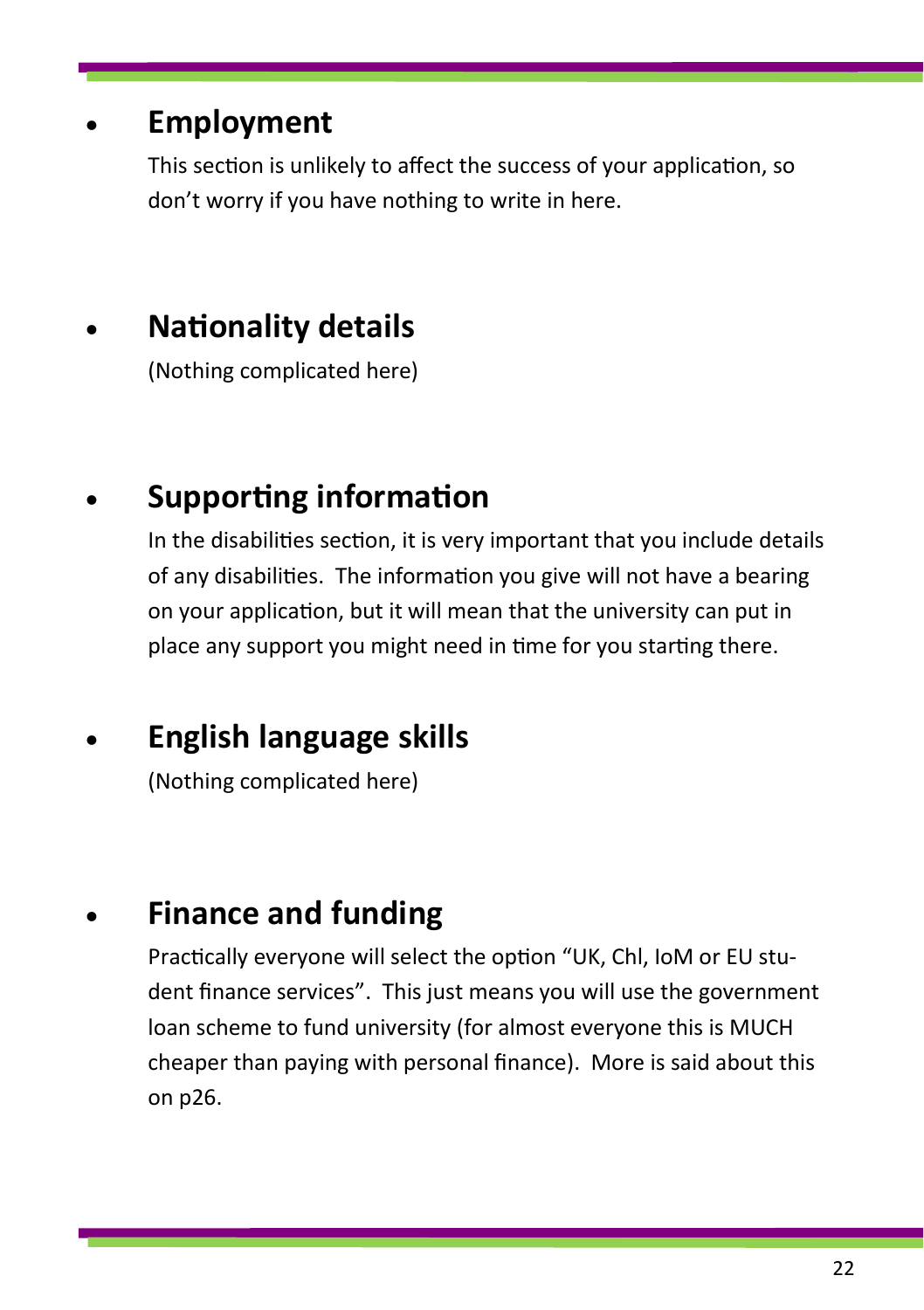- **Employment**

  This section is unlikely to affect the success of your application, so don't worry if you have nothing to write in here.

- **Nationality details**

  (Nothing complicated here)

- **Supporting information**

  In the disabilities section, it is very important that you include details of any disabilities. The information you give will not have a bearing on your application, but it will mean that the university can put in place any support you might need in time for you starting there.

- **English language skills**

  (Nothing complicated here)

- **Finance and funding**

  Practically everyone will select the option "UK, ChI, IoM or EU student finance services". This just means you will use the government loan scheme to fund university (for almost everyone this is MUCH cheaper than paying with personal finance). More is said about this on p26.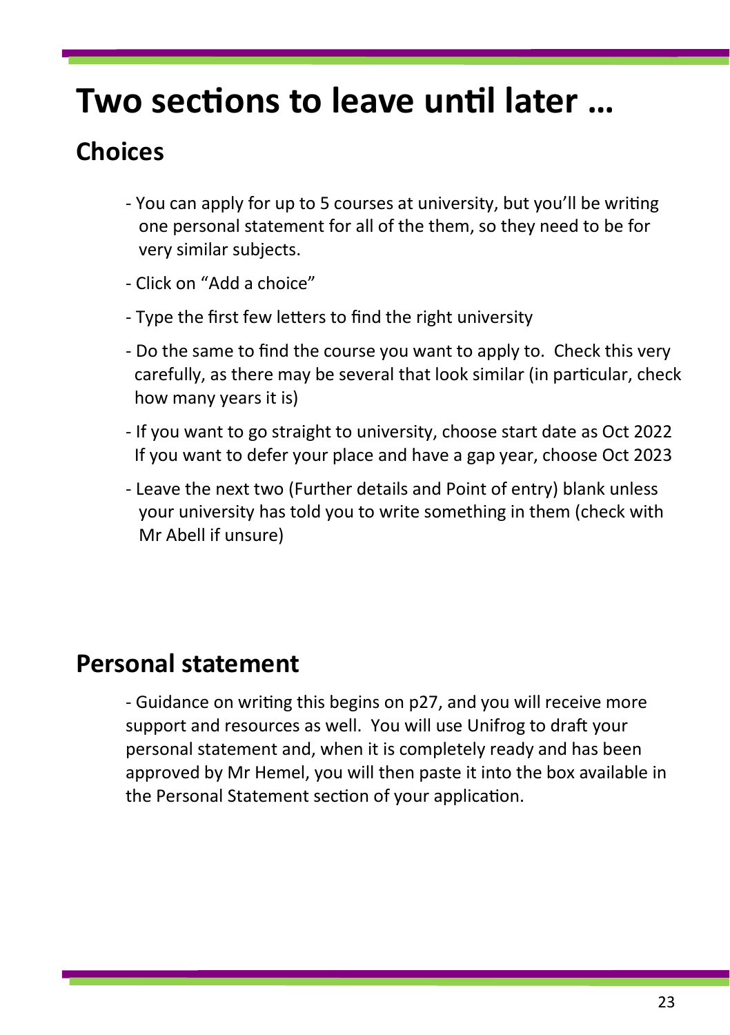# Two sections to leave until later …

## Choices

- You can apply for up to 5 courses at university, but you'll be writing one personal statement for all of the them, so they need to be for very similar subjects.
- Click on "Add a choice"
- Type the first few letters to find the right university
- Do the same to find the course you want to apply to. Check this very carefully, as there may be several that look similar (in particular, check how many years it is)
- If you want to go straight to university, choose start date as Oct 2022
  If you want to defer your place and have a gap year, choose Oct 2023
- Leave the next two (Further details and Point of entry) blank unless your university has told you to write something in them (check with Mr Abell if unsure)

## Personal statement

- Guidance on writing this begins on p27, and you will receive more support and resources as well. You will use Unifrog to draft your personal statement and, when it is completely ready and has been approved by Mr Hemel, you will then paste it into the box available in the Personal Statement section of your application.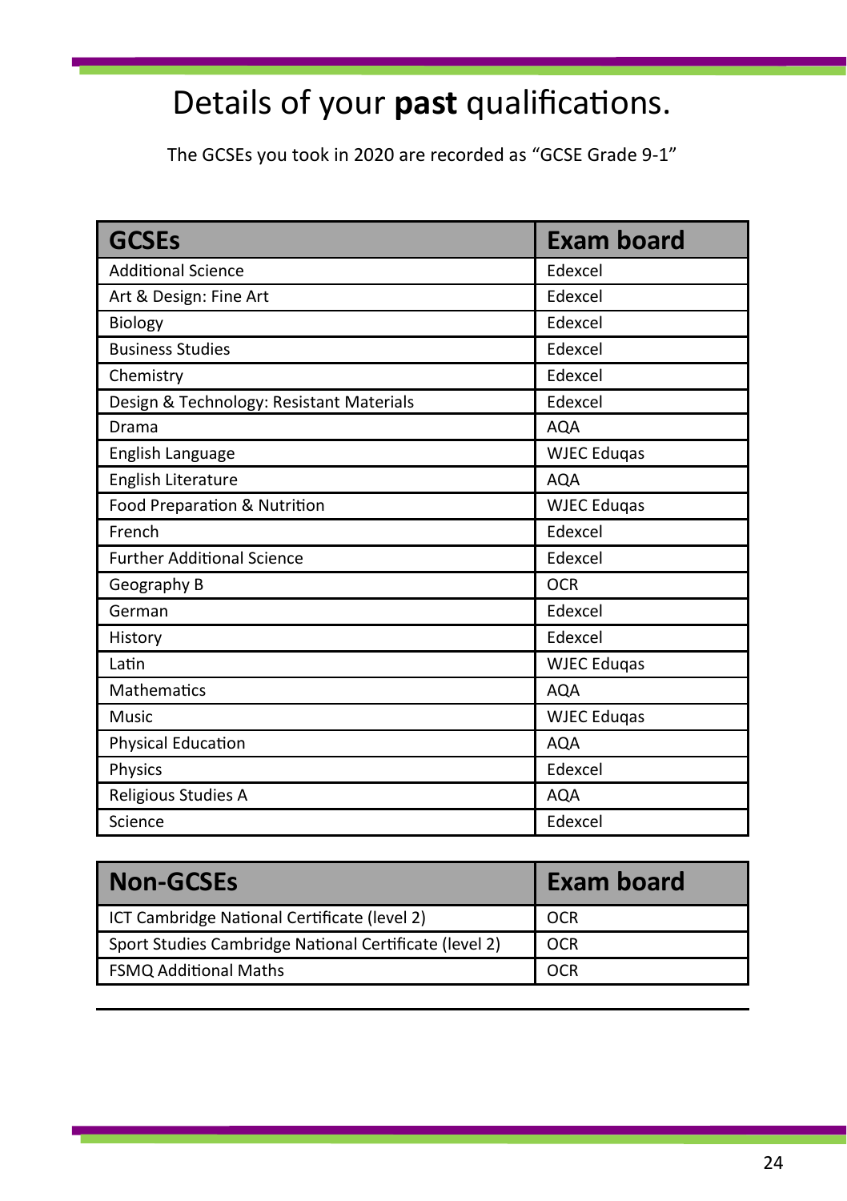# Details of your **past** qualifications.

The GCSEs you took in 2020 are recorded as “GCSE Grade 9-1”

| GCSEs | Exam board |
|---|---|
| Additional Science | Edexcel |
| Art & Design: Fine Art | Edexcel |
| Biology | Edexcel |
| Business Studies | Edexcel |
| Chemistry | Edexcel |
| Design & Technology: Resistant Materials | Edexcel |
| Drama | AQA |
| English Language | WJEC Eduqas |
| English Literature | AQA |
| Food Preparation & Nutrition | WJEC Eduqas |
| French | Edexcel |
| Further Additional Science | Edexcel |
| Geography B | OCR |
| German | Edexcel |
| History | Edexcel |
| Latin | WJEC Eduqas |
| Mathematics | AQA |
| Music | WJEC Eduqas |
| Physical Education | AQA |
| Physics | Edexcel |
| Religious Studies A | AQA |
| Science | Edexcel |

| Non-GCSEs | Exam board |
|---|---|
| ICT Cambridge National Certificate (level 2) | OCR |
| Sport Studies Cambridge National Certificate (level 2) | OCR |
| FSMQ Additional Maths | OCR |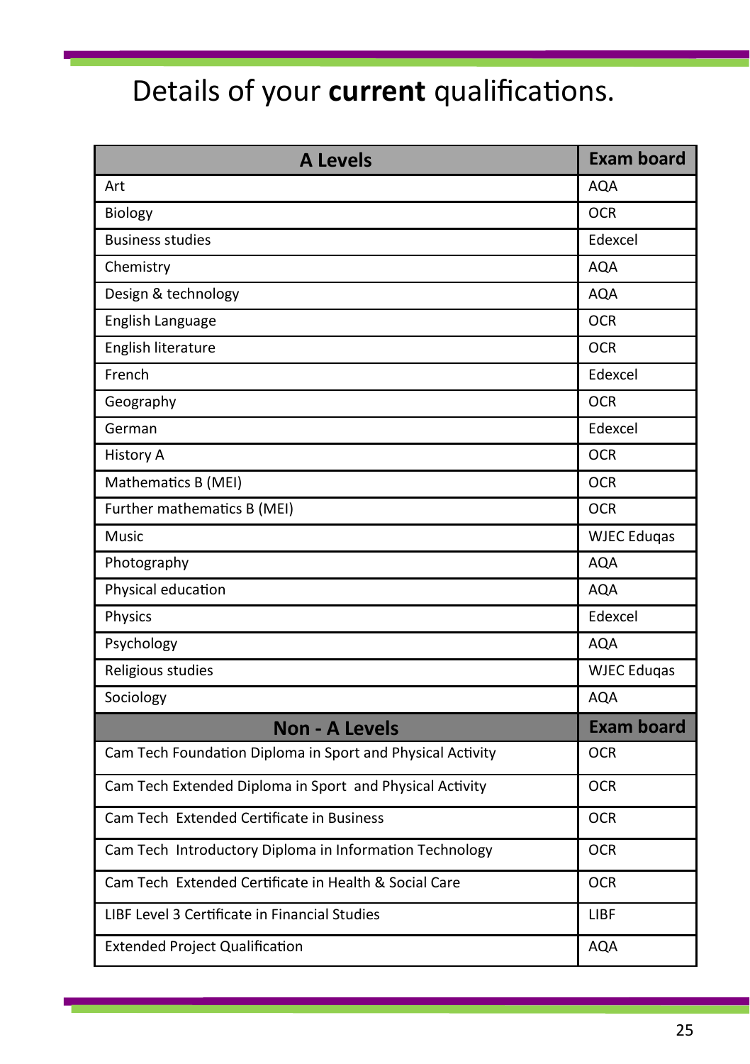# Details of your **current** qualifications.

| A Levels | Exam board |
|---|---|
| Art | AQA |
| Biology | OCR |
| Business studies | Edexcel |
| Chemistry | AQA |
| Design & technology | AQA |
| English Language | OCR |
| English literature | OCR |
| French | Edexcel |
| Geography | OCR |
| German | Edexcel |
| History A | OCR |
| Mathematics B (MEI) | OCR |
| Further mathematics B (MEI) | OCR |
| Music | WJEC Eduqas |
| Photography | AQA |
| Physical education | AQA |
| Physics | Edexcel |
| Psychology | AQA |
| Religious studies | WJEC Eduqas |
| Sociology | AQA |
| **Non - A Levels** | **Exam board** |
| Cam Tech Foundation Diploma in Sport and Physical Activity | OCR |
| Cam Tech Extended Diploma in Sport and Physical Activity | OCR |
| Cam Tech Extended Certificate in Business | OCR |
| Cam Tech Introductory Diploma in Information Technology | OCR |
| Cam Tech Extended Certificate in Health & Social Care | OCR |
| LIBF Level 3 Certificate in Financial Studies | LIBF |
| Extended Project Qualification | AQA |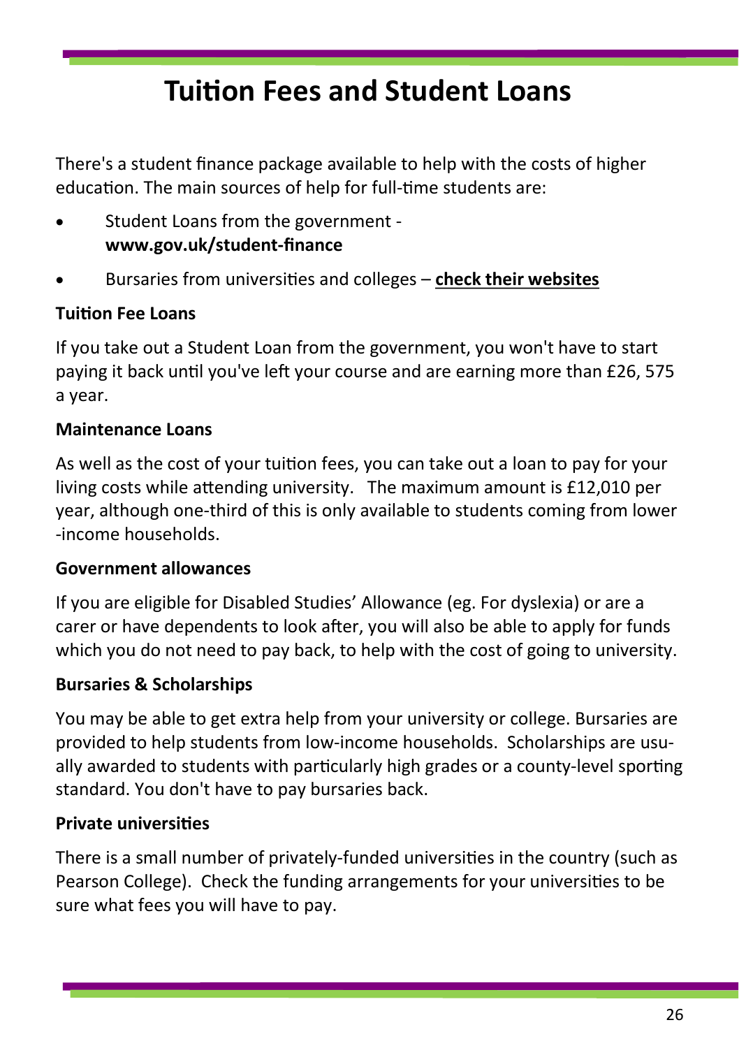# Tuition Fees and Student Loans

There's a student finance package available to help with the costs of higher education. The main sources of help for full-time students are:

- Student Loans from the government - **www.gov.uk/student-finance**
- Bursaries from universities and colleges – **check their websites**

**Tuition Fee Loans**

If you take out a Student Loan from the government, you won't have to start paying it back until you've left your course and are earning more than £26, 575 a year.

**Maintenance Loans**

As well as the cost of your tuition fees, you can take out a loan to pay for your living costs while attending university. The maximum amount is £12,010 per year, although one-third of this is only available to students coming from lower -income households.

**Government allowances**

If you are eligible for Disabled Studies' Allowance (eg. For dyslexia) or are a carer or have dependents to look after, you will also be able to apply for funds which you do not need to pay back, to help with the cost of going to university.

**Bursaries & Scholarships**

You may be able to get extra help from your university or college. Bursaries are provided to help students from low-income households. Scholarships are usually awarded to students with particularly high grades or a county-level sporting standard. You don't have to pay bursaries back.

**Private universities**

There is a small number of privately-funded universities in the country (such as Pearson College). Check the funding arrangements for your universities to be sure what fees you will have to pay.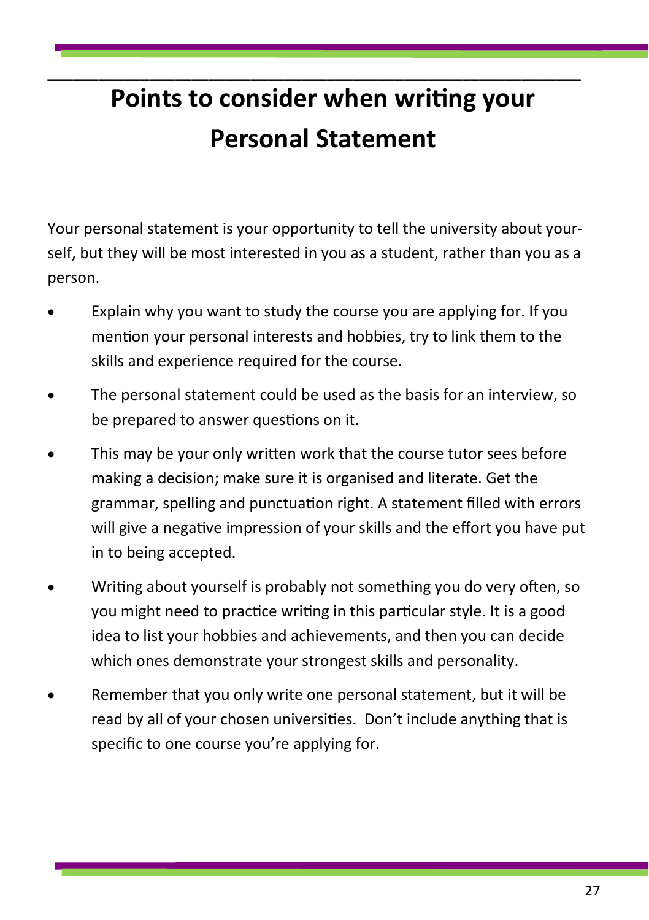# Points to consider when writing your Personal Statement

Your personal statement is your opportunity to tell the university about yourself, but they will be most interested in you as a student, rather than you as a person.

- Explain why you want to study the course you are applying for. If you mention your personal interests and hobbies, try to link them to the skills and experience required for the course.
- The personal statement could be used as the basis for an interview, so be prepared to answer questions on it.
- This may be your only written work that the course tutor sees before making a decision; make sure it is organised and literate. Get the grammar, spelling and punctuation right. A statement filled with errors will give a negative impression of your skills and the effort you have put in to being accepted.
- Writing about yourself is probably not something you do very often, so you might need to practice writing in this particular style. It is a good idea to list your hobbies and achievements, and then you can decide which ones demonstrate your strongest skills and personality.
- Remember that you only write one personal statement, but it will be read by all of your chosen universities. Don't include anything that is specific to one course you're applying for.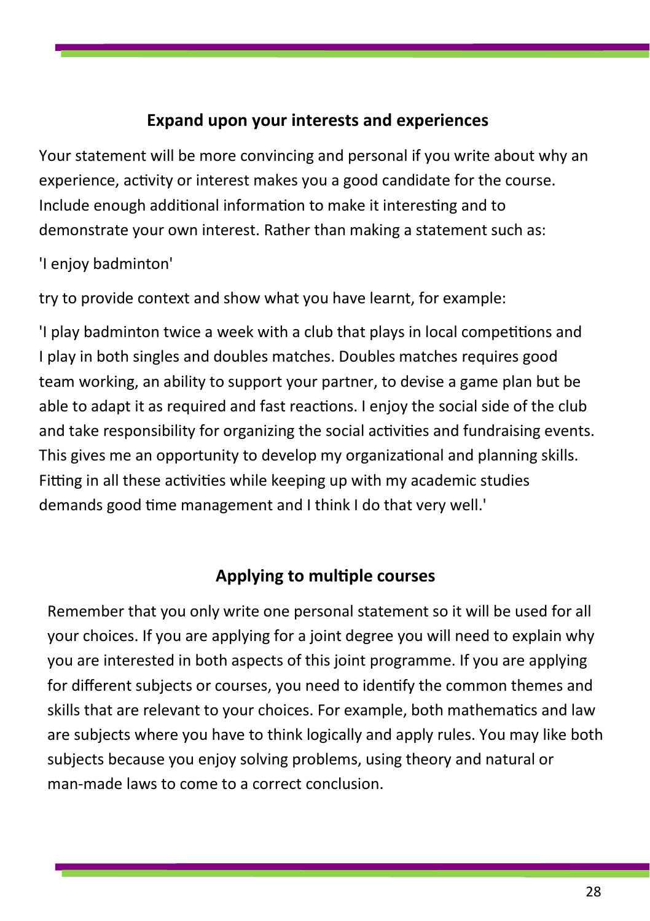## Expand upon your interests and experiences

Your statement will be more convincing and personal if you write about why an experience, activity or interest makes you a good candidate for the course. Include enough additional information to make it interesting and to demonstrate your own interest. Rather than making a statement such as:

'I enjoy badminton'

try to provide context and show what you have learnt, for example:

'I play badminton twice a week with a club that plays in local competitions and I play in both singles and doubles matches. Doubles matches requires good team working, an ability to support your partner, to devise a game plan but be able to adapt it as required and fast reactions. I enjoy the social side of the club and take responsibility for organizing the social activities and fundraising events. This gives me an opportunity to develop my organizational and planning skills. Fitting in all these activities while keeping up with my academic studies demands good time management and I think I do that very well.'

## Applying to multiple courses

Remember that you only write one personal statement so it will be used for all your choices. If you are applying for a joint degree you will need to explain why you are interested in both aspects of this joint programme. If you are applying for different subjects or courses, you need to identify the common themes and skills that are relevant to your choices. For example, both mathematics and law are subjects where you have to think logically and apply rules. You may like both subjects because you enjoy solving problems, using theory and natural or man-made laws to come to a correct conclusion.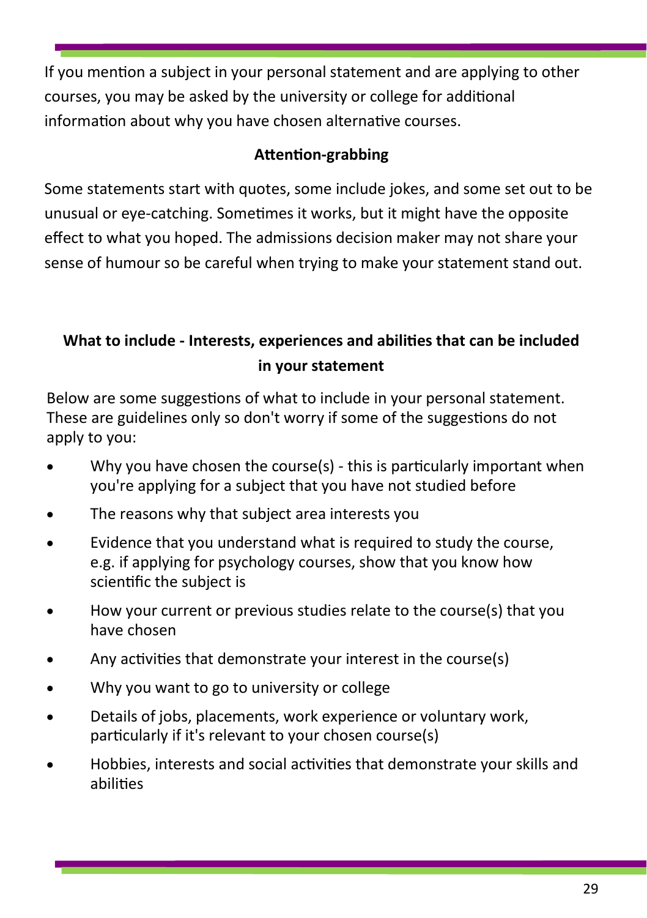If you mention a subject in your personal statement and are applying to other courses, you may be asked by the university or college for additional information about why you have chosen alternative courses.

### Attention-grabbing

Some statements start with quotes, some include jokes, and some set out to be unusual or eye-catching. Sometimes it works, but it might have the opposite effect to what you hoped. The admissions decision maker may not share your sense of humour so be careful when trying to make your statement stand out.

## What to include - Interests, experiences and abilities that can be included in your statement

Below are some suggestions of what to include in your personal statement. These are guidelines only so don't worry if some of the suggestions do not apply to you:

- Why you have chosen the course(s) - this is particularly important when you're applying for a subject that you have not studied before
- The reasons why that subject area interests you
- Evidence that you understand what is required to study the course, e.g. if applying for psychology courses, show that you know how scientific the subject is
- How your current or previous studies relate to the course(s) that you have chosen
- Any activities that demonstrate your interest in the course(s)
- Why you want to go to university or college
- Details of jobs, placements, work experience or voluntary work, particularly if it's relevant to your chosen course(s)
- Hobbies, interests and social activities that demonstrate your skills and abilities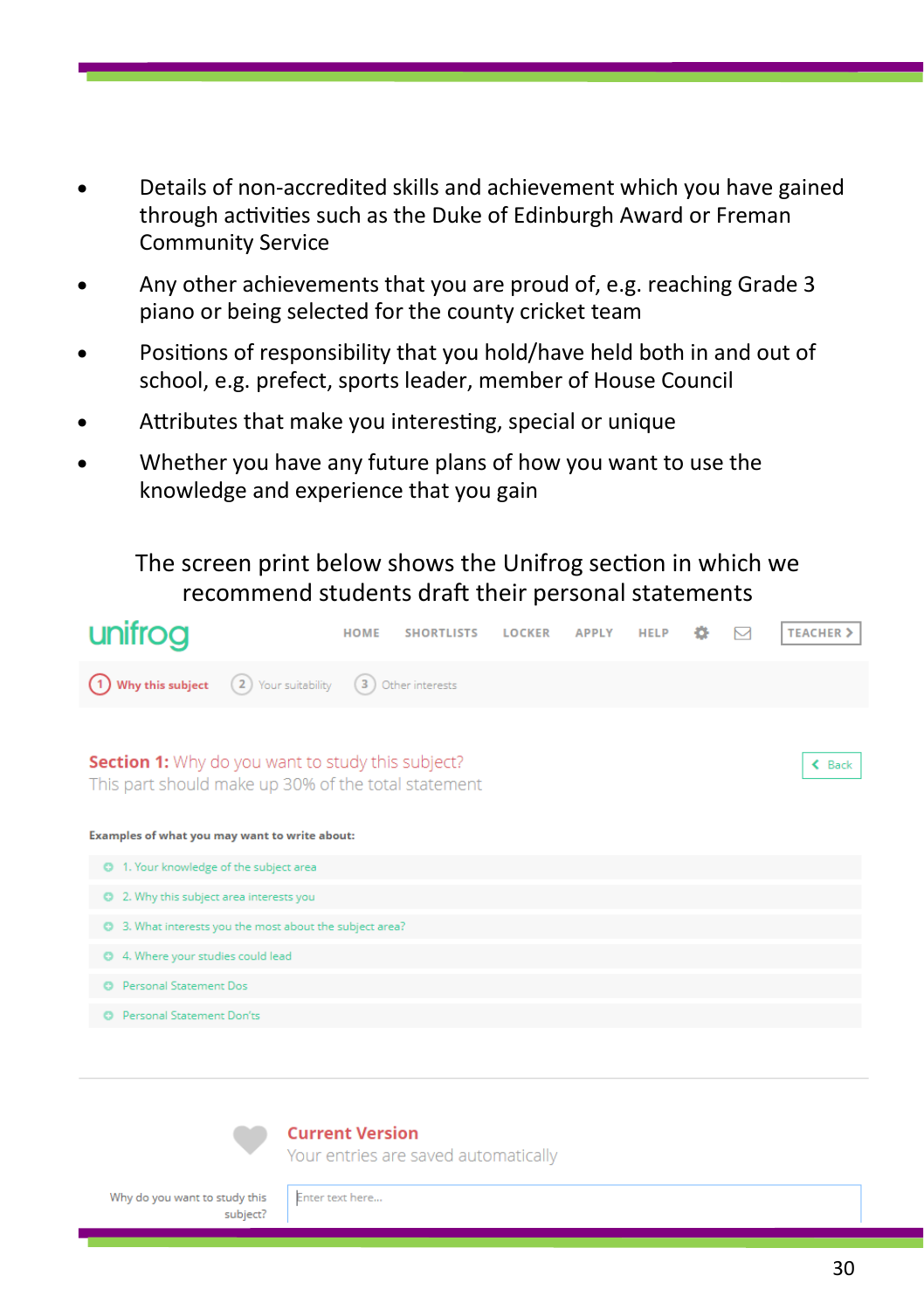- Details of non-accredited skills and achievement which you have gained through activities such as the Duke of Edinburgh Award or Freman Community Service
- Any other achievements that you are proud of, e.g. reaching Grade 3 piano or being selected for the county cricket team
- Positions of responsibility that you hold/have held both in and out of school, e.g. prefect, sports leader, member of House Council
- Attributes that make you interesting, special or unique
- Whether you have any future plans of how you want to use the knowledge and experience that you gain

The screen print below shows the Unifrog section in which we recommend students draft their personal statements

unifrog

HOME SHORTLISTS LOCKER APPLY HELP TEACHER

1 Why this subject 2 Your suitability 3 Other interests

**Section 1:** Why do you want to study this subject?

This part should make up 30% of the total statement

Back

**Examples of what you may want to write about:**

- 1. Your knowledge of the subject area
- 2. Why this subject area interests you
- 3. What interests you the most about the subject area?
- 4. Where your studies could lead
- Personal Statement Dos
- Personal Statement Don'ts

**Current Version**

Your entries are saved automatically

Why do you want to study this subject? Enter text here...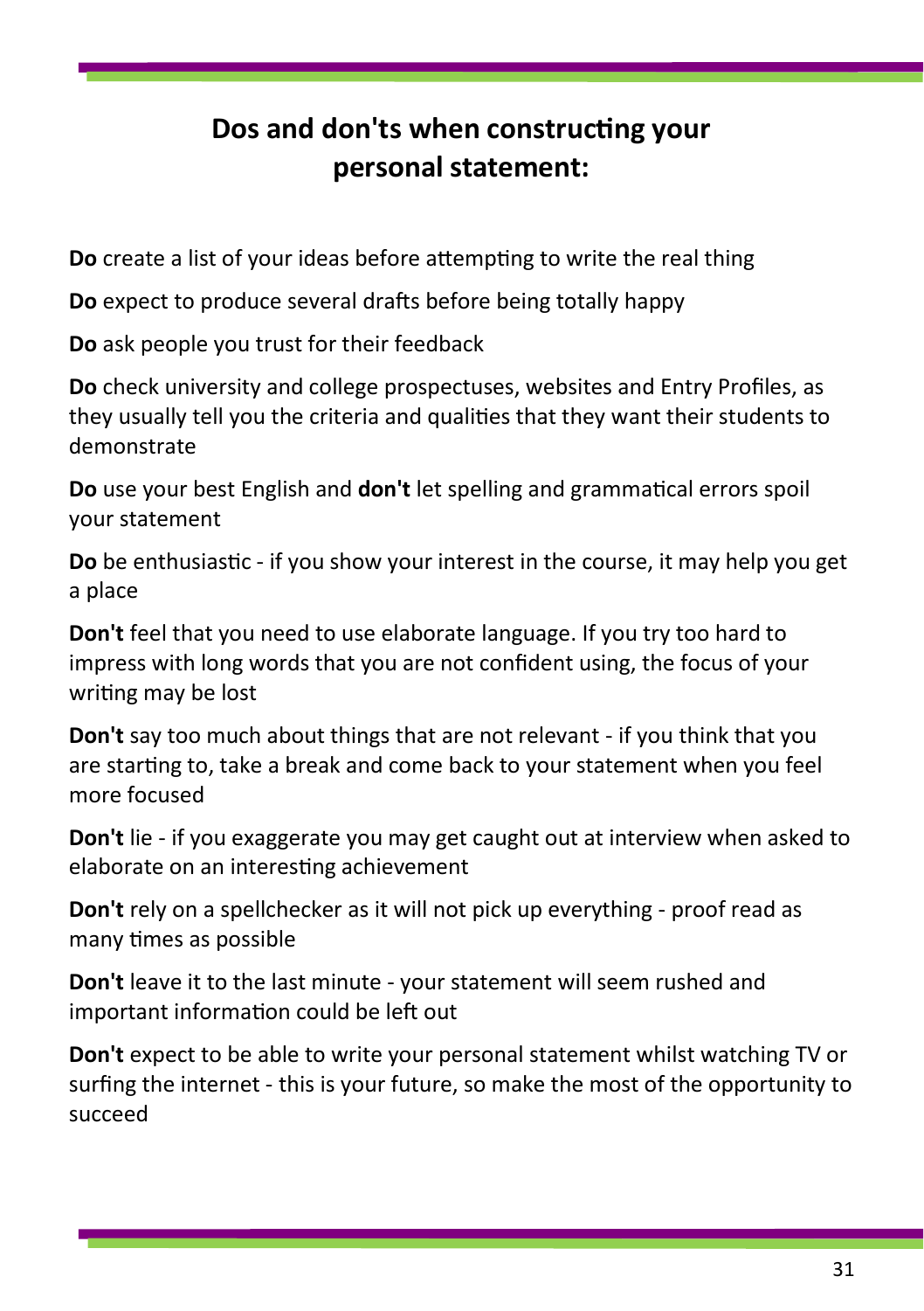# Dos and don'ts when constructing your personal statement:

**Do** create a list of your ideas before attempting to write the real thing

**Do** expect to produce several drafts before being totally happy

**Do** ask people you trust for their feedback

**Do** check university and college prospectuses, websites and Entry Profiles, as they usually tell you the criteria and qualities that they want their students to demonstrate

**Do** use your best English and **don't** let spelling and grammatical errors spoil your statement

**Do** be enthusiastic - if you show your interest in the course, it may help you get a place

**Don't** feel that you need to use elaborate language. If you try too hard to impress with long words that you are not confident using, the focus of your writing may be lost

**Don't** say too much about things that are not relevant - if you think that you are starting to, take a break and come back to your statement when you feel more focused

**Don't** lie - if you exaggerate you may get caught out at interview when asked to elaborate on an interesting achievement

**Don't** rely on a spellchecker as it will not pick up everything - proof read as many times as possible

**Don't** leave it to the last minute - your statement will seem rushed and important information could be left out

**Don't** expect to be able to write your personal statement whilst watching TV or surfing the internet - this is your future, so make the most of the opportunity to succeed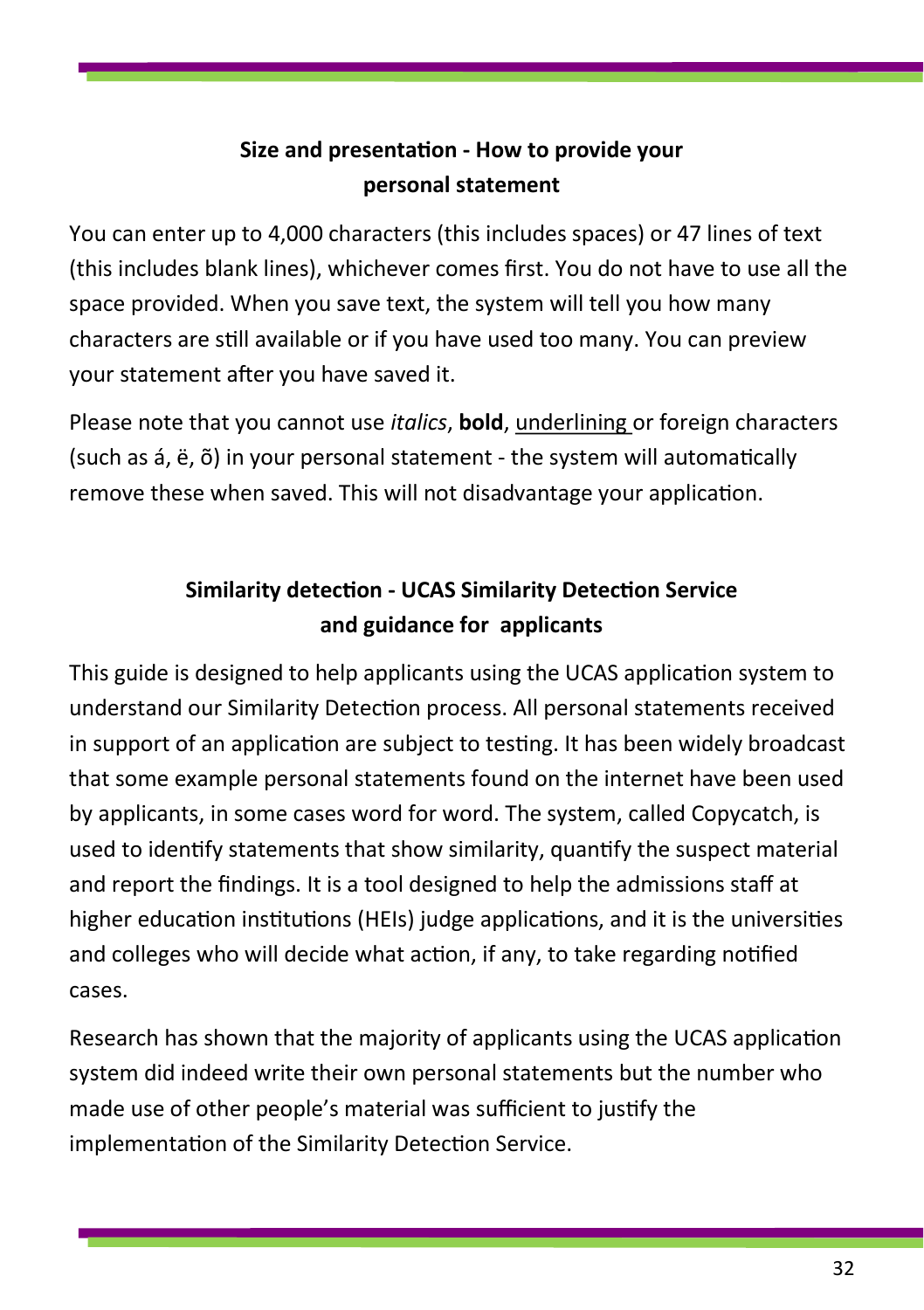## Size and presentation - How to provide your personal statement

You can enter up to 4,000 characters (this includes spaces) or 47 lines of text (this includes blank lines), whichever comes first. You do not have to use all the space provided. When you save text, the system will tell you how many characters are still available or if you have used too many. You can preview your statement after you have saved it.

Please note that you cannot use *italics*, **bold**, <u>underlining</u> or foreign characters (such as á, ë, õ) in your personal statement - the system will automatically remove these when saved. This will not disadvantage your application.

## Similarity detection - UCAS Similarity Detection Service and guidance for applicants

This guide is designed to help applicants using the UCAS application system to understand our Similarity Detection process. All personal statements received in support of an application are subject to testing. It has been widely broadcast that some example personal statements found on the internet have been used by applicants, in some cases word for word. The system, called Copycatch, is used to identify statements that show similarity, quantify the suspect material and report the findings. It is a tool designed to help the admissions staff at higher education institutions (HEIs) judge applications, and it is the universities and colleges who will decide what action, if any, to take regarding notified cases.

Research has shown that the majority of applicants using the UCAS application system did indeed write their own personal statements but the number who made use of other people's material was sufficient to justify the implementation of the Similarity Detection Service.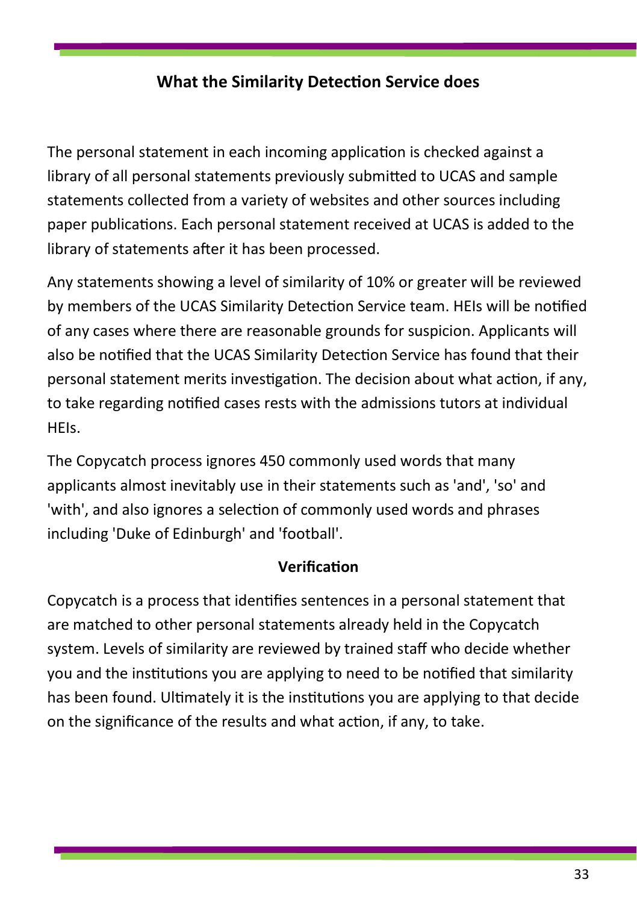## What the Similarity Detection Service does

The personal statement in each incoming application is checked against a library of all personal statements previously submitted to UCAS and sample statements collected from a variety of websites and other sources including paper publications. Each personal statement received at UCAS is added to the library of statements after it has been processed.

Any statements showing a level of similarity of 10% or greater will be reviewed by members of the UCAS Similarity Detection Service team. HEIs will be notified of any cases where there are reasonable grounds for suspicion. Applicants will also be notified that the UCAS Similarity Detection Service has found that their personal statement merits investigation. The decision about what action, if any, to take regarding notified cases rests with the admissions tutors at individual HEIs.

The Copycatch process ignores 450 commonly used words that many applicants almost inevitably use in their statements such as 'and', 'so' and 'with', and also ignores a selection of commonly used words and phrases including 'Duke of Edinburgh' and 'football'.

### Verification

Copycatch is a process that identifies sentences in a personal statement that are matched to other personal statements already held in the Copycatch system. Levels of similarity are reviewed by trained staff who decide whether you and the institutions you are applying to need to be notified that similarity has been found. Ultimately it is the institutions you are applying to that decide on the significance of the results and what action, if any, to take.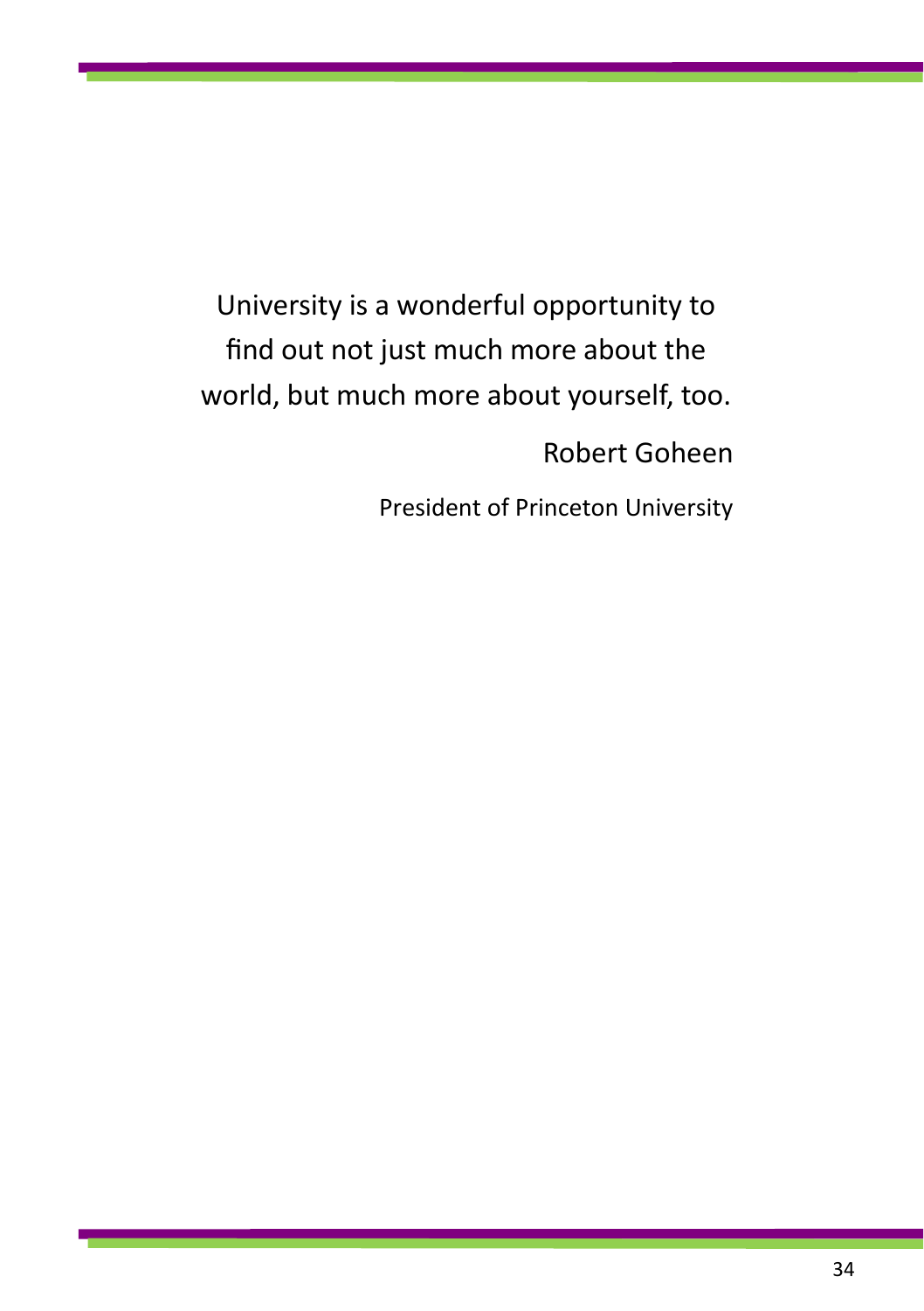University is a wonderful opportunity to find out not just much more about the world, but much more about yourself, too.

Robert Goheen

President of Princeton University